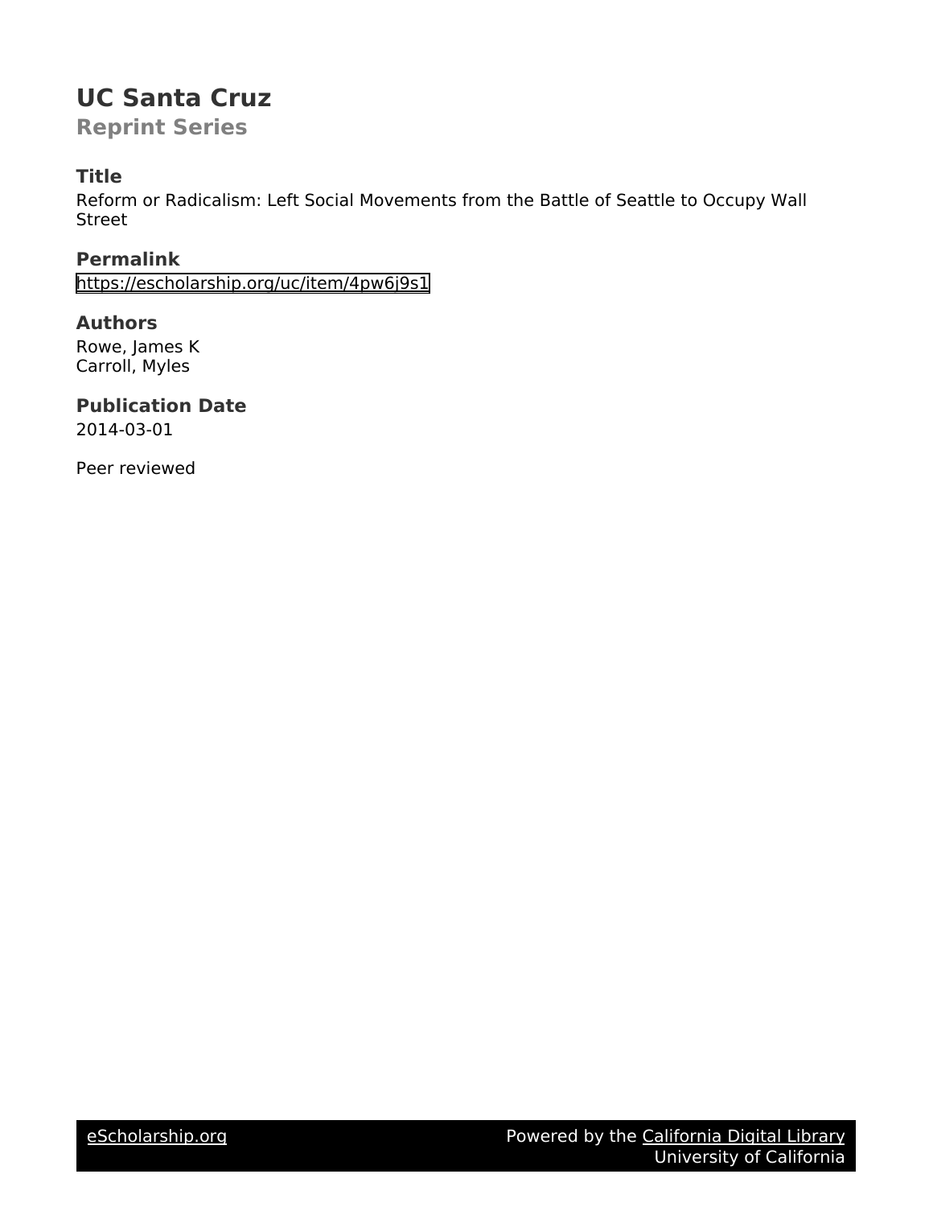# UC Santa Cruz

## Reprint Series

### Title

Reform or Radicalism: Left Social Movements from the Battle of Seattle to Occupy Wall Street

### Permalink

https://escholarship.org/uc/item/4pw6j9s1

### Authors

Rowe, James K
Carroll, Myles

### Publication Date

2014-03-01

Peer reviewed

eScholarship.org Powered by the California Digital Library University of California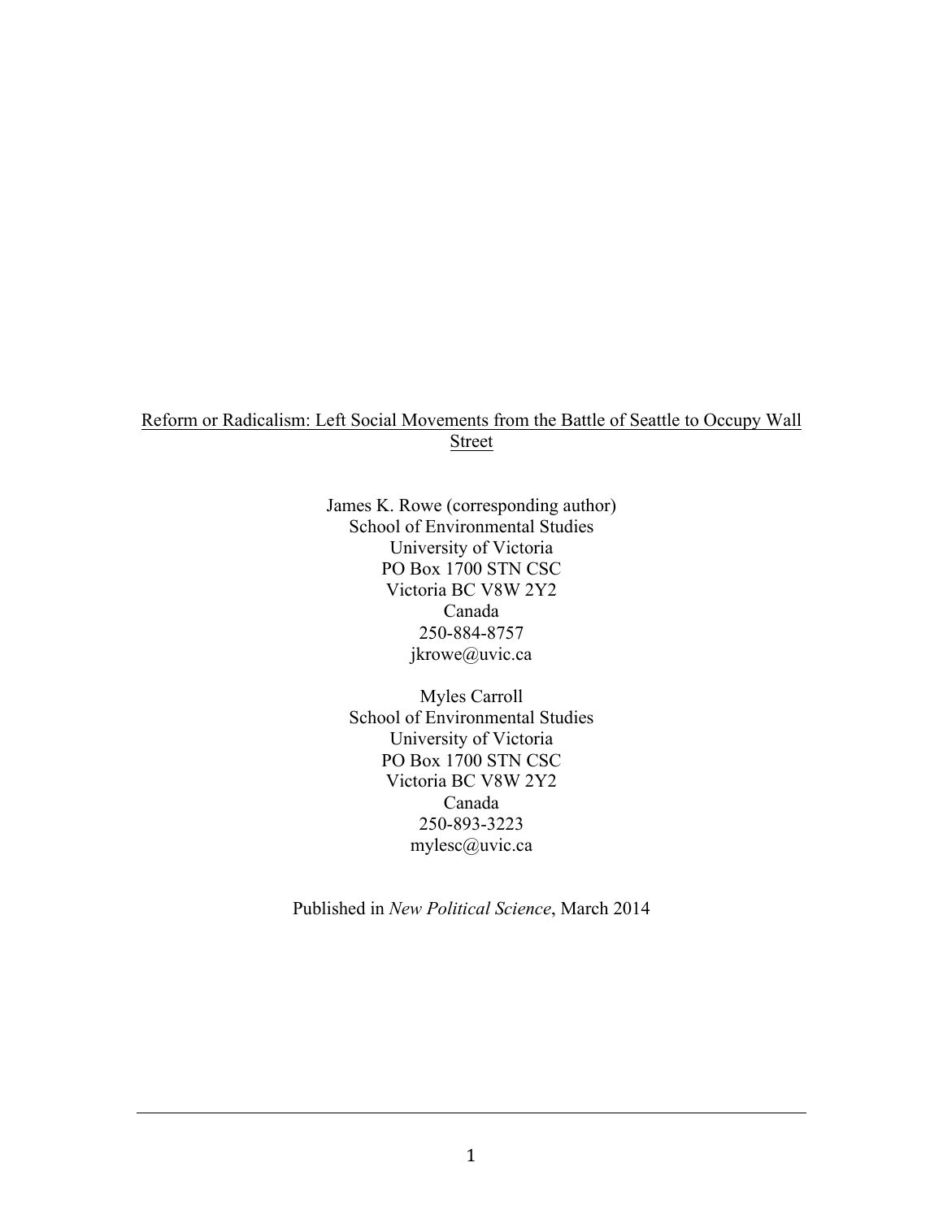Reform or Radicalism: Left Social Movements from the Battle of Seattle to Occupy Wall Street

James K. Rowe (corresponding author)
School of Environmental Studies
University of Victoria
PO Box 1700 STN CSC
Victoria BC V8W 2Y2
Canada
250-884-8757
jkrowe@uvic.ca

Myles Carroll
School of Environmental Studies
University of Victoria
PO Box 1700 STN CSC
Victoria BC V8W 2Y2
Canada
250-893-3223
mylesc@uvic.ca

Published in *New Political Science*, March 2014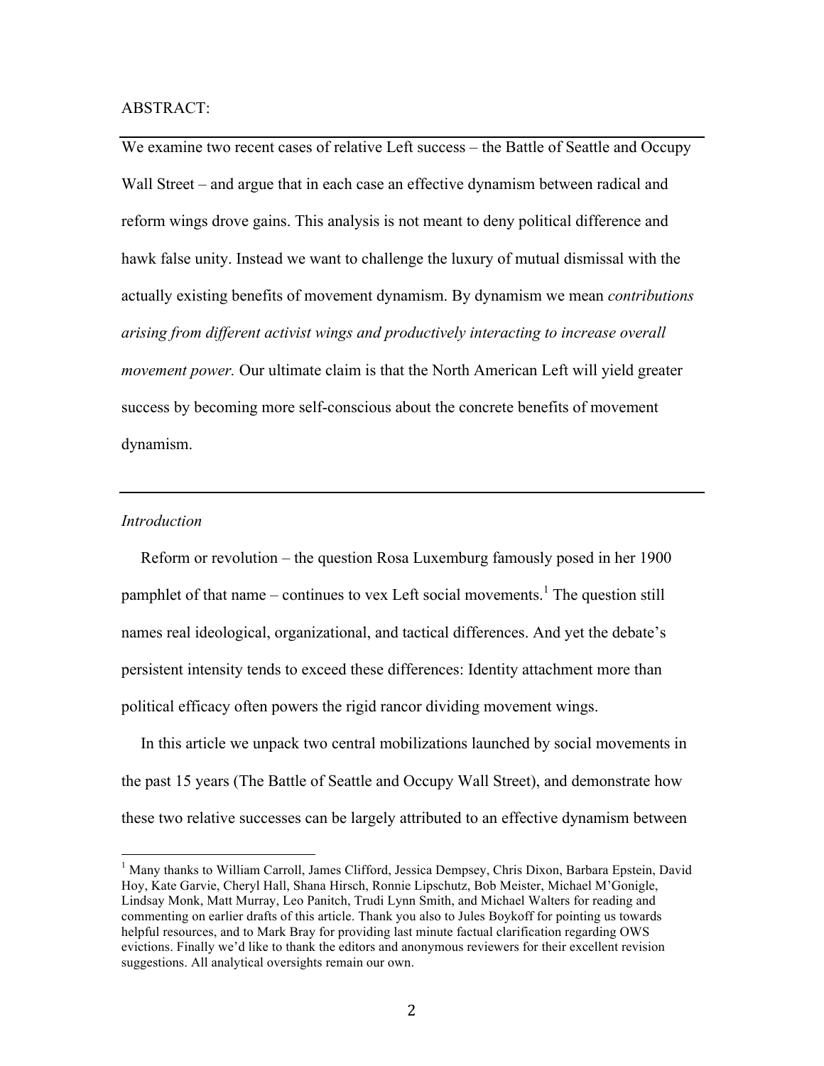ABSTRACT:

---

We examine two recent cases of relative Left success – the Battle of Seattle and Occupy Wall Street – and argue that in each case an effective dynamism between radical and reform wings drove gains. This analysis is not meant to deny political difference and hawk false unity. Instead we want to challenge the luxury of mutual dismissal with the actually existing benefits of movement dynamism. By dynamism we mean *contributions arising from different activist wings and productively interacting to increase overall movement power.* Our ultimate claim is that the North American Left will yield greater success by becoming more self-conscious about the concrete benefits of movement dynamism.

---

*Introduction*

Reform or revolution – the question Rosa Luxemburg famously posed in her 1900 pamphlet of that name – continues to vex Left social movements.[1] The question still names real ideological, organizational, and tactical differences. And yet the debate's persistent intensity tends to exceed these differences: Identity attachment more than political efficacy often powers the rigid rancor dividing movement wings.

In this article we unpack two central mobilizations launched by social movements in the past 15 years (The Battle of Seattle and Occupy Wall Street), and demonstrate how these two relative successes can be largely attributed to an effective dynamism between

[1] Many thanks to William Carroll, James Clifford, Jessica Dempsey, Chris Dixon, Barbara Epstein, David Hoy, Kate Garvie, Cheryl Hall, Shana Hirsch, Ronnie Lipschutz, Bob Meister, Michael M'Gonigle, Lindsay Monk, Matt Murray, Leo Panitch, Trudi Lynn Smith, and Michael Walters for reading and commenting on earlier drafts of this article. Thank you also to Jules Boykoff for pointing us towards helpful resources, and to Mark Bray for providing last minute factual clarification regarding OWS evictions. Finally we'd like to thank the editors and anonymous reviewers for their excellent revision suggestions. All analytical oversights remain our own.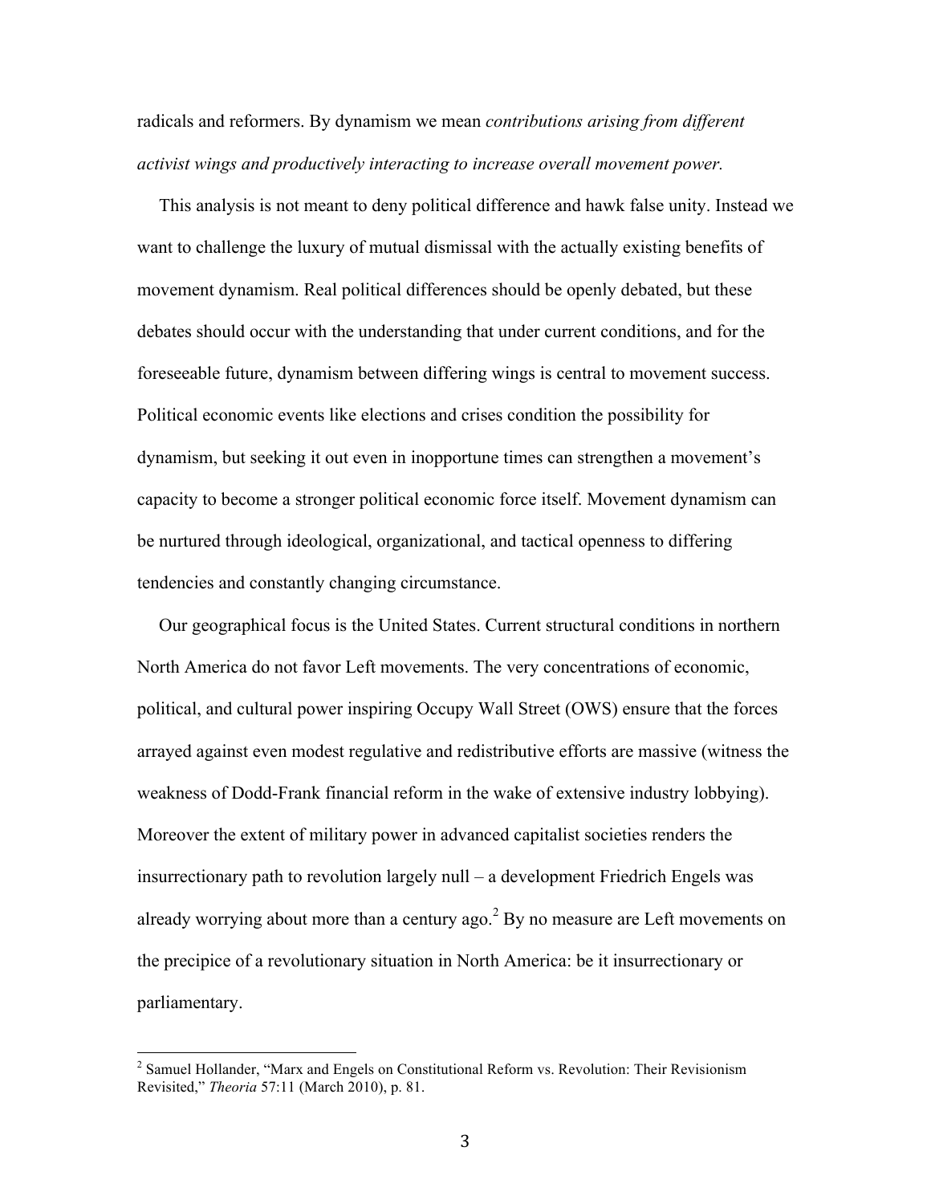radicals and reformers. By dynamism we mean *contributions arising from different activist wings and productively interacting to increase overall movement power.*

This analysis is not meant to deny political difference and hawk false unity. Instead we want to challenge the luxury of mutual dismissal with the actually existing benefits of movement dynamism. Real political differences should be openly debated, but these debates should occur with the understanding that under current conditions, and for the foreseeable future, dynamism between differing wings is central to movement success. Political economic events like elections and crises condition the possibility for dynamism, but seeking it out even in inopportune times can strengthen a movement's capacity to become a stronger political economic force itself. Movement dynamism can be nurtured through ideological, organizational, and tactical openness to differing tendencies and constantly changing circumstance.

Our geographical focus is the United States. Current structural conditions in northern North America do not favor Left movements. The very concentrations of economic, political, and cultural power inspiring Occupy Wall Street (OWS) ensure that the forces arrayed against even modest regulative and redistributive efforts are massive (witness the weakness of Dodd-Frank financial reform in the wake of extensive industry lobbying). Moreover the extent of military power in advanced capitalist societies renders the insurrectionary path to revolution largely null – a development Friedrich Engels was already worrying about more than a century ago.[2] By no measure are Left movements on the precipice of a revolutionary situation in North America: be it insurrectionary or parliamentary.

---

[2] Samuel Hollander, "Marx and Engels on Constitutional Reform vs. Revolution: Their Revisionism Revisited," *Theoria* 57:11 (March 2010), p. 81.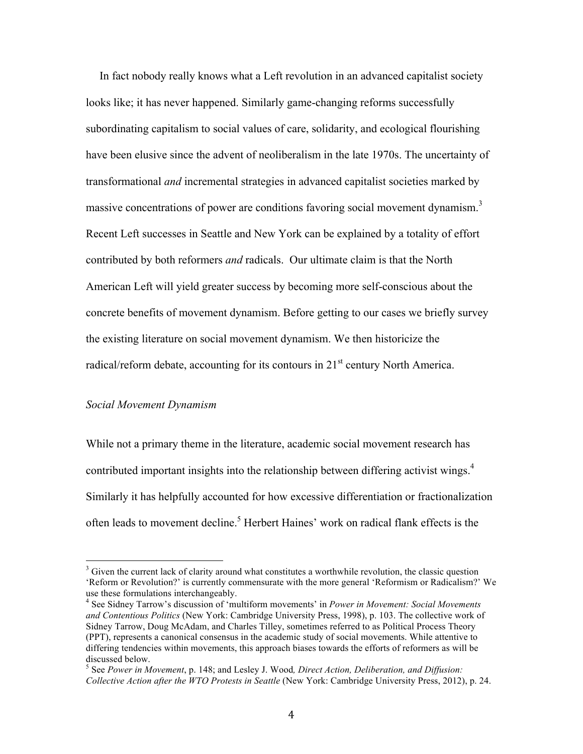In fact nobody really knows what a Left revolution in an advanced capitalist society looks like; it has never happened. Similarly game-changing reforms successfully subordinating capitalism to social values of care, solidarity, and ecological flourishing have been elusive since the advent of neoliberalism in the late 1970s. The uncertainty of transformational *and* incremental strategies in advanced capitalist societies marked by massive concentrations of power are conditions favoring social movement dynamism.[3] Recent Left successes in Seattle and New York can be explained by a totality of effort contributed by both reformers *and* radicals. Our ultimate claim is that the North American Left will yield greater success by becoming more self-conscious about the concrete benefits of movement dynamism. Before getting to our cases we briefly survey the existing literature on social movement dynamism. We then historicize the radical/reform debate, accounting for its contours in 21st century North America.

*Social Movement Dynamism*

While not a primary theme in the literature, academic social movement research has contributed important insights into the relationship between differing activist wings.[4] Similarly it has helpfully accounted for how excessive differentiation or fractionalization often leads to movement decline.[5] Herbert Haines' work on radical flank effects is the

---

[3] Given the current lack of clarity around what constitutes a worthwhile revolution, the classic question 'Reform or Revolution?' is currently commensurate with the more general 'Reformism or Radicalism?' We use these formulations interchangeably.

[4] See Sidney Tarrow's discussion of 'multiform movements' in *Power in Movement: Social Movements and Contentious Politics* (New York: Cambridge University Press, 1998), p. 103. The collective work of Sidney Tarrow, Doug McAdam, and Charles Tilley, sometimes referred to as Political Process Theory (PPT), represents a canonical consensus in the academic study of social movements. While attentive to differing tendencies within movements, this approach biases towards the efforts of reformers as will be discussed below.

[5] See *Power in Movement*, p. 148; and Lesley J. Wood*, Direct Action, Deliberation, and Diffusion: Collective Action after the WTO Protests in Seattle* (New York: Cambridge University Press, 2012), p. 24.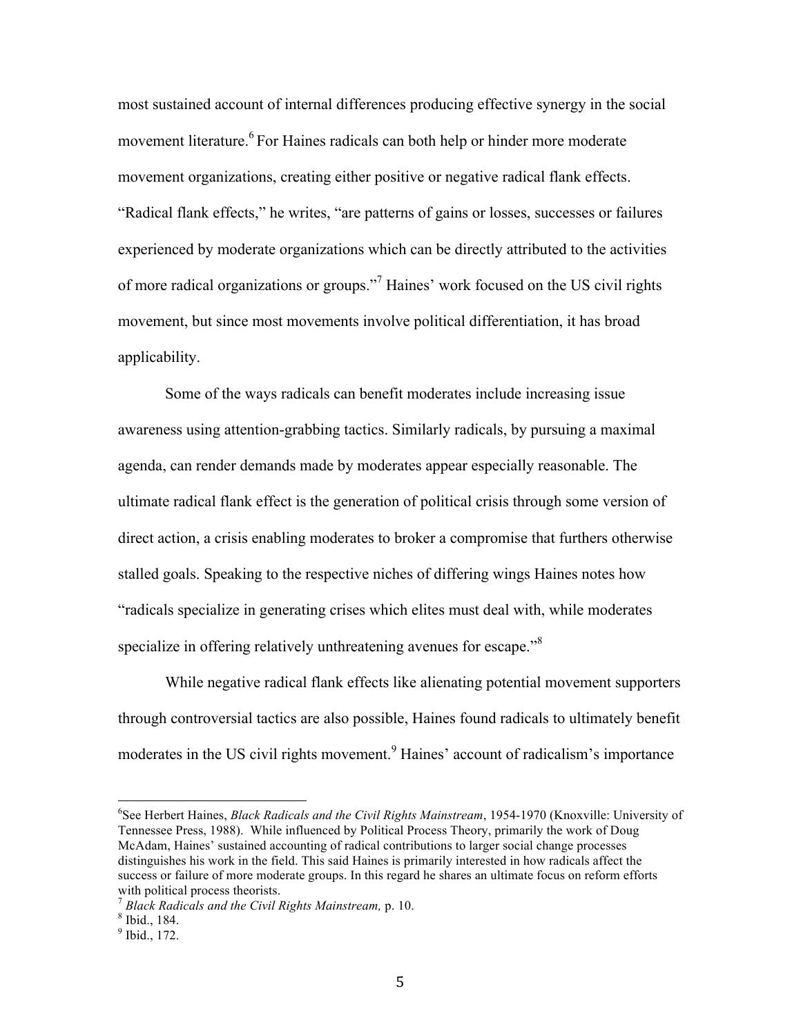most sustained account of internal differences producing effective synergy in the social movement literature.[6] For Haines radicals can both help or hinder more moderate movement organizations, creating either positive or negative radical flank effects. "Radical flank effects," he writes, "are patterns of gains or losses, successes or failures experienced by moderate organizations which can be directly attributed to the activities of more radical organizations or groups."[7] Haines' work focused on the US civil rights movement, but since most movements involve political differentiation, it has broad applicability.

Some of the ways radicals can benefit moderates include increasing issue awareness using attention-grabbing tactics. Similarly radicals, by pursuing a maximal agenda, can render demands made by moderates appear especially reasonable. The ultimate radical flank effect is the generation of political crisis through some version of direct action, a crisis enabling moderates to broker a compromise that furthers otherwise stalled goals. Speaking to the respective niches of differing wings Haines notes how "radicals specialize in generating crises which elites must deal with, while moderates specialize in offering relatively unthreatening avenues for escape."[8]

While negative radical flank effects like alienating potential movement supporters through controversial tactics are also possible, Haines found radicals to ultimately benefit moderates in the US civil rights movement.[9] Haines' account of radicalism's importance

---

[6]See Herbert Haines, *Black Radicals and the Civil Rights Mainstream*, 1954-1970 (Knoxville: University of Tennessee Press, 1988). While influenced by Political Process Theory, primarily the work of Doug McAdam, Haines' sustained accounting of radical contributions to larger social change processes distinguishes his work in the field. This said Haines is primarily interested in how radicals affect the success or failure of more moderate groups. In this regard he shares an ultimate focus on reform efforts with political process theorists.

[7] *Black Radicals and the Civil Rights Mainstream,* p. 10.

[8] Ibid., 184.

[9] Ibid., 172.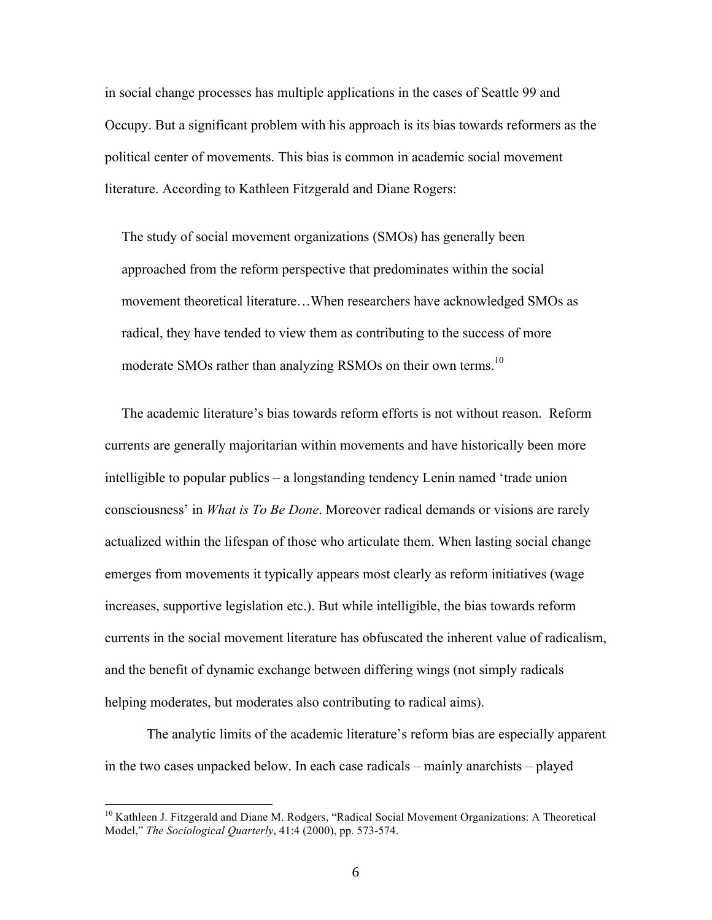in social change processes has multiple applications in the cases of Seattle 99 and Occupy. But a significant problem with his approach is its bias towards reformers as the political center of movements. This bias is common in academic social movement literature. According to Kathleen Fitzgerald and Diane Rogers:

> The study of social movement organizations (SMOs) has generally been approached from the reform perspective that predominates within the social movement theoretical literature…When researchers have acknowledged SMOs as radical, they have tended to view them as contributing to the success of more moderate SMOs rather than analyzing RSMOs on their own terms.[10]

The academic literature's bias towards reform efforts is not without reason. Reform currents are generally majoritarian within movements and have historically been more intelligible to popular publics – a longstanding tendency Lenin named 'trade union consciousness' in *What is To Be Done*. Moreover radical demands or visions are rarely actualized within the lifespan of those who articulate them. When lasting social change emerges from movements it typically appears most clearly as reform initiatives (wage increases, supportive legislation etc.). But while intelligible, the bias towards reform currents in the social movement literature has obfuscated the inherent value of radicalism, and the benefit of dynamic exchange between differing wings (not simply radicals helping moderates, but moderates also contributing to radical aims).

The analytic limits of the academic literature's reform bias are especially apparent in the two cases unpacked below. In each case radicals – mainly anarchists – played

[10] Kathleen J. Fitzgerald and Diane M. Rodgers, "Radical Social Movement Organizations: A Theoretical Model," *The Sociological Quarterly*, 41:4 (2000), pp. 573-574.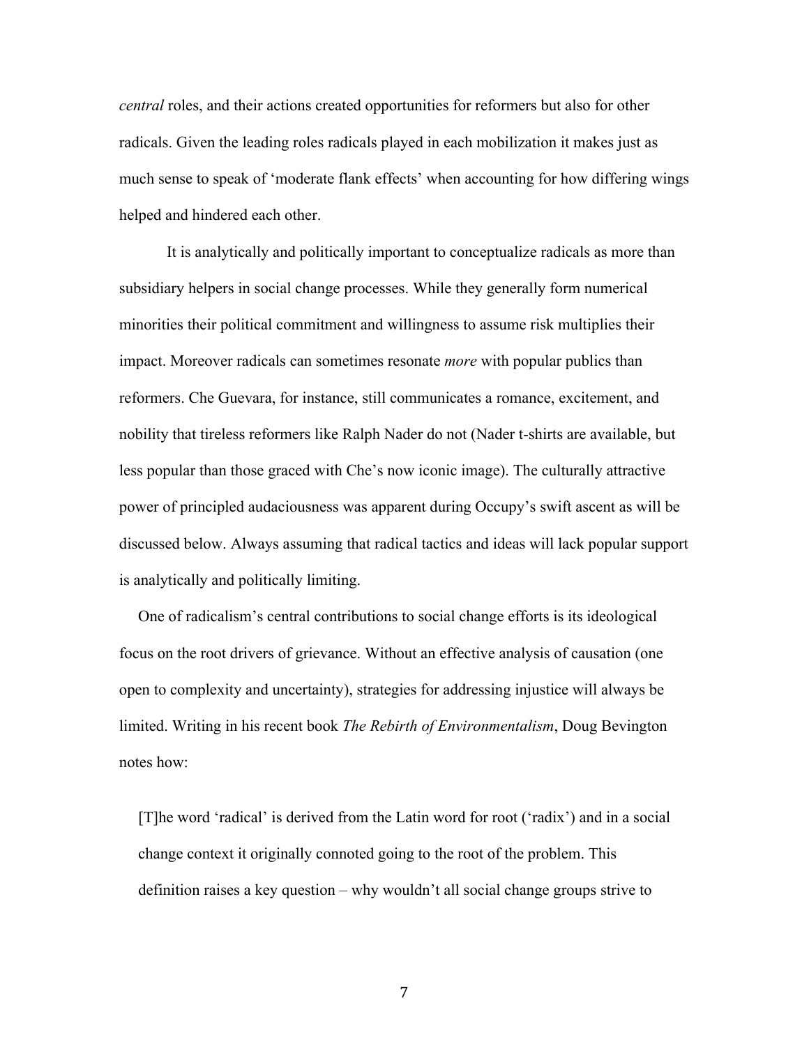*central* roles, and their actions created opportunities for reformers but also for other radicals. Given the leading roles radicals played in each mobilization it makes just as much sense to speak of 'moderate flank effects' when accounting for how differing wings helped and hindered each other.

It is analytically and politically important to conceptualize radicals as more than subsidiary helpers in social change processes. While they generally form numerical minorities their political commitment and willingness to assume risk multiplies their impact. Moreover radicals can sometimes resonate *more* with popular publics than reformers. Che Guevara, for instance, still communicates a romance, excitement, and nobility that tireless reformers like Ralph Nader do not (Nader t-shirts are available, but less popular than those graced with Che's now iconic image). The culturally attractive power of principled audaciousness was apparent during Occupy's swift ascent as will be discussed below. Always assuming that radical tactics and ideas will lack popular support is analytically and politically limiting.

One of radicalism's central contributions to social change efforts is its ideological focus on the root drivers of grievance. Without an effective analysis of causation (one open to complexity and uncertainty), strategies for addressing injustice will always be limited. Writing in his recent book *The Rebirth of Environmentalism*, Doug Bevington notes how:

> [T]he word 'radical' is derived from the Latin word for root ('radix') and in a social change context it originally connoted going to the root of the problem. This definition raises a key question – why wouldn't all social change groups strive to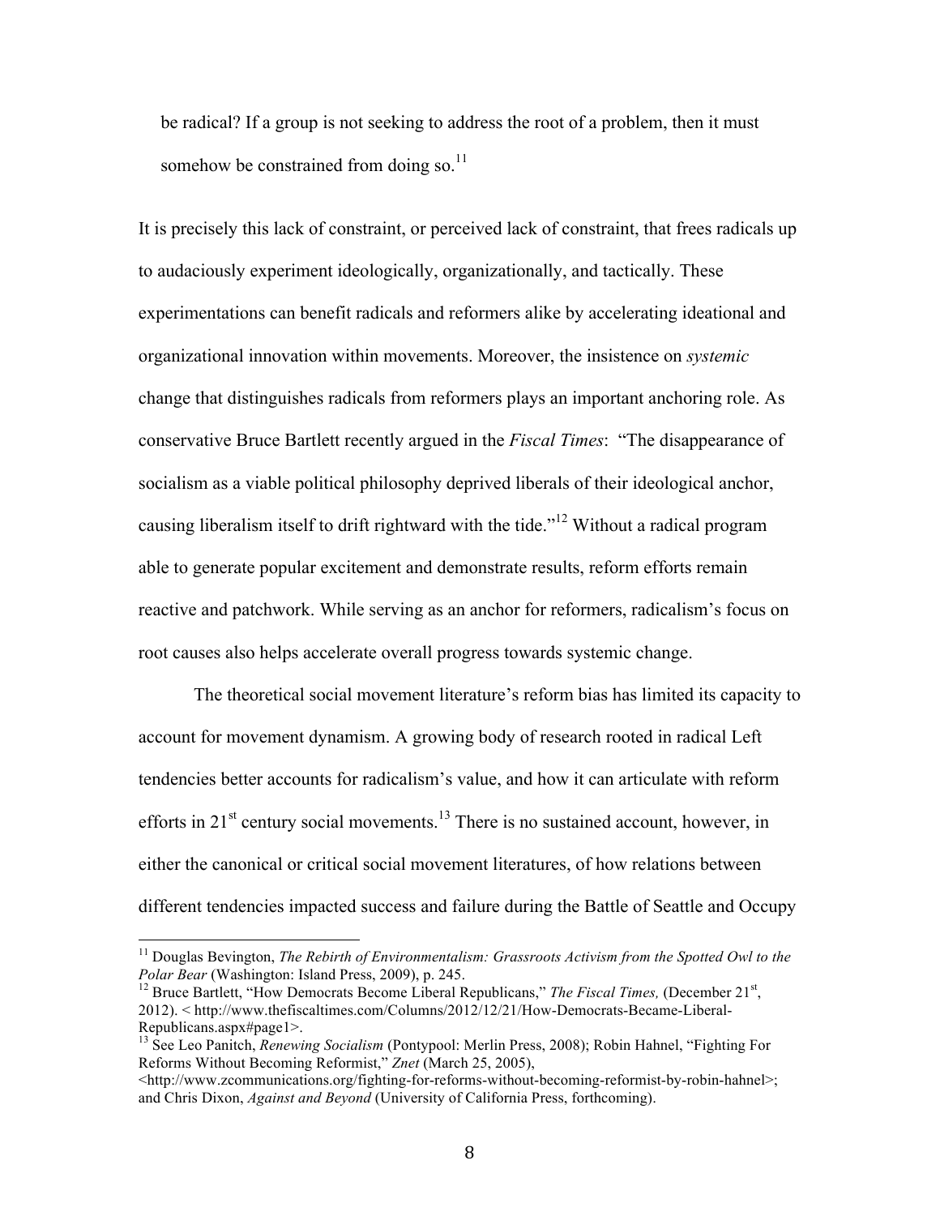be radical? If a group is not seeking to address the root of a problem, then it must somehow be constrained from doing so.[11]

It is precisely this lack of constraint, or perceived lack of constraint, that frees radicals up to audaciously experiment ideologically, organizationally, and tactically. These experimentations can benefit radicals and reformers alike by accelerating ideational and organizational innovation within movements. Moreover, the insistence on *systemic* change that distinguishes radicals from reformers plays an important anchoring role. As conservative Bruce Bartlett recently argued in the *Fiscal Times*: "The disappearance of socialism as a viable political philosophy deprived liberals of their ideological anchor, causing liberalism itself to drift rightward with the tide."[12] Without a radical program able to generate popular excitement and demonstrate results, reform efforts remain reactive and patchwork. While serving as an anchor for reformers, radicalism's focus on root causes also helps accelerate overall progress towards systemic change.

The theoretical social movement literature's reform bias has limited its capacity to account for movement dynamism. A growing body of research rooted in radical Left tendencies better accounts for radicalism's value, and how it can articulate with reform efforts in 21st century social movements.[13] There is no sustained account, however, in either the canonical or critical social movement literatures, of how relations between different tendencies impacted success and failure during the Battle of Seattle and Occupy

---

[11] Douglas Bevington, *The Rebirth of Environmentalism: Grassroots Activism from the Spotted Owl to the Polar Bear* (Washington: Island Press, 2009), p. 245.

[12] Bruce Bartlett, "How Democrats Become Liberal Republicans," *The Fiscal Times,* (December 21st, 2012). < http://www.thefiscaltimes.com/Columns/2012/12/21/How-Democrats-Became-Liberal-Republicans.aspx#page1>.

[13] See Leo Panitch, *Renewing Socialism* (Pontypool: Merlin Press, 2008); Robin Hahnel, "Fighting For Reforms Without Becoming Reformist," *Znet* (March 25, 2005), <http://www.zcommunications.org/fighting-for-reforms-without-becoming-reformist-by-robin-hahnel>; and Chris Dixon, *Against and Beyond* (University of California Press, forthcoming).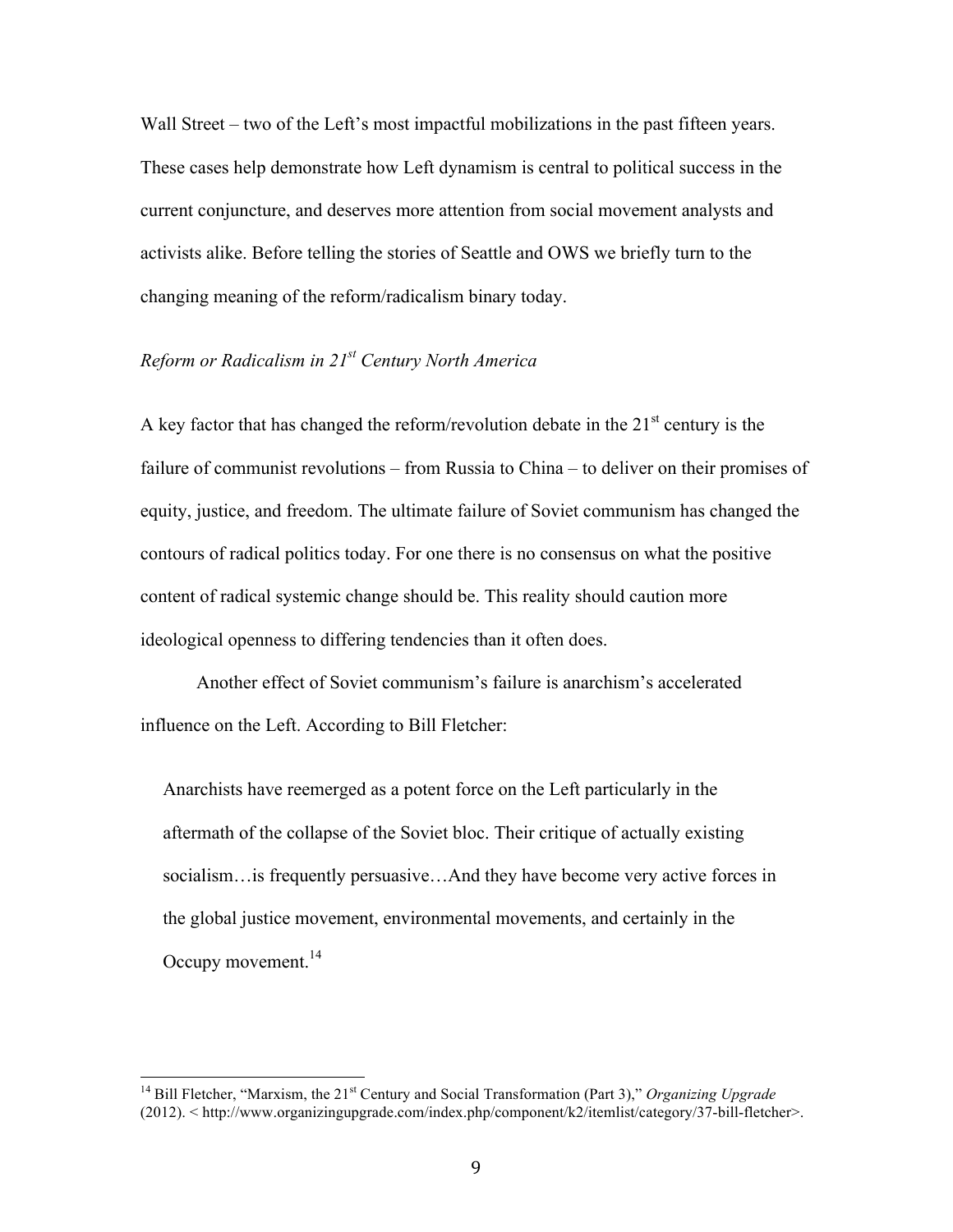Wall Street – two of the Left's most impactful mobilizations in the past fifteen years. These cases help demonstrate how Left dynamism is central to political success in the current conjuncture, and deserves more attention from social movement analysts and activists alike. Before telling the stories of Seattle and OWS we briefly turn to the changing meaning of the reform/radicalism binary today.

*Reform or Radicalism in 21st Century North America*

A key factor that has changed the reform/revolution debate in the 21st century is the failure of communist revolutions – from Russia to China – to deliver on their promises of equity, justice, and freedom. The ultimate failure of Soviet communism has changed the contours of radical politics today. For one there is no consensus on what the positive content of radical systemic change should be. This reality should caution more ideological openness to differing tendencies than it often does.

Another effect of Soviet communism's failure is anarchism's accelerated influence on the Left. According to Bill Fletcher:

> Anarchists have reemerged as a potent force on the Left particularly in the aftermath of the collapse of the Soviet bloc. Their critique of actually existing socialism…is frequently persuasive…And they have become very active forces in the global justice movement, environmental movements, and certainly in the Occupy movement.[14]

---

[14] Bill Fletcher, "Marxism, the 21st Century and Social Transformation (Part 3)," *Organizing Upgrade* (2012). < http://www.organizingupgrade.com/index.php/component/k2/itemlist/category/37-bill-fletcher>.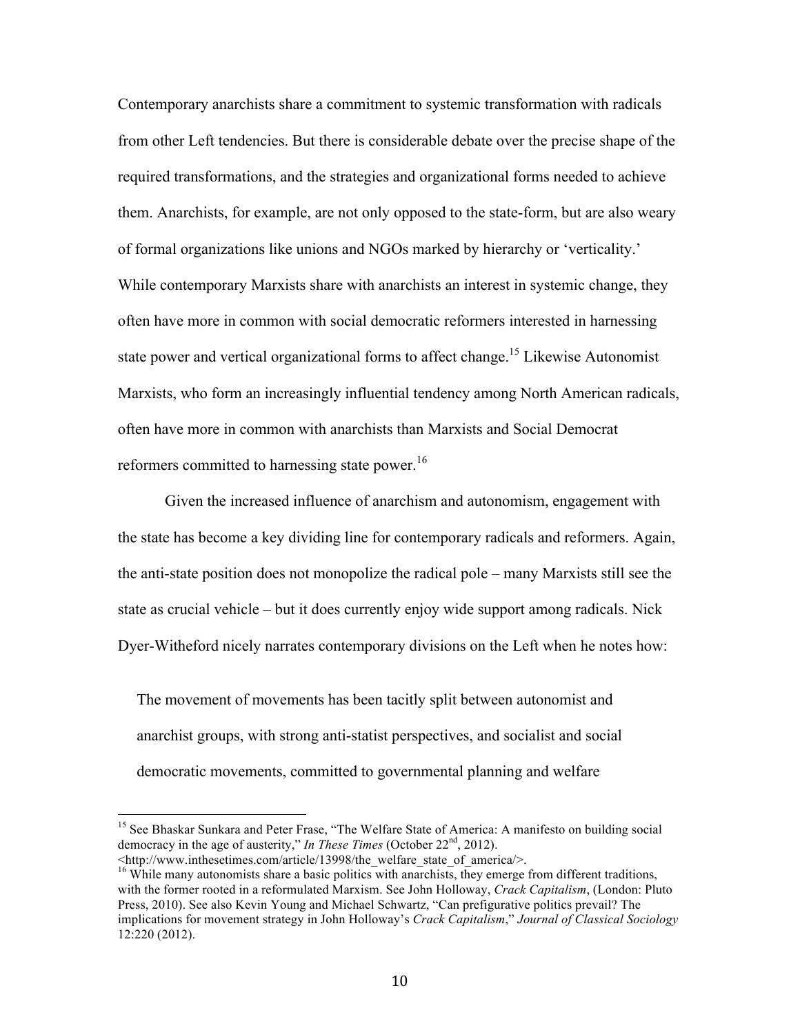Contemporary anarchists share a commitment to systemic transformation with radicals from other Left tendencies. But there is considerable debate over the precise shape of the required transformations, and the strategies and organizational forms needed to achieve them. Anarchists, for example, are not only opposed to the state-form, but are also weary of formal organizations like unions and NGOs marked by hierarchy or 'verticality.' While contemporary Marxists share with anarchists an interest in systemic change, they often have more in common with social democratic reformers interested in harnessing state power and vertical organizational forms to affect change.[15] Likewise Autonomist Marxists, who form an increasingly influential tendency among North American radicals, often have more in common with anarchists than Marxists and Social Democrat reformers committed to harnessing state power.[16]

Given the increased influence of anarchism and autonomism, engagement with the state has become a key dividing line for contemporary radicals and reformers. Again, the anti-state position does not monopolize the radical pole – many Marxists still see the state as crucial vehicle – but it does currently enjoy wide support among radicals. Nick Dyer-Witheford nicely narrates contemporary divisions on the Left when he notes how:

> The movement of movements has been tacitly split between autonomist and anarchist groups, with strong anti-statist perspectives, and socialist and social democratic movements, committed to governmental planning and welfare

---

[15] See Bhaskar Sunkara and Peter Frase, "The Welfare State of America: A manifesto on building social democracy in the age of austerity," *In These Times* (October 22nd, 2012). <http://www.inthesetimes.com/article/13998/the_welfare_state_of_america/>.

[16] While many autonomists share a basic politics with anarchists, they emerge from different traditions, with the former rooted in a reformulated Marxism. See John Holloway, *Crack Capitalism*, (London: Pluto Press, 2010). See also Kevin Young and Michael Schwartz, "Can prefigurative politics prevail? The implications for movement strategy in John Holloway's *Crack Capitalism*," *Journal of Classical Sociology* 12:220 (2012).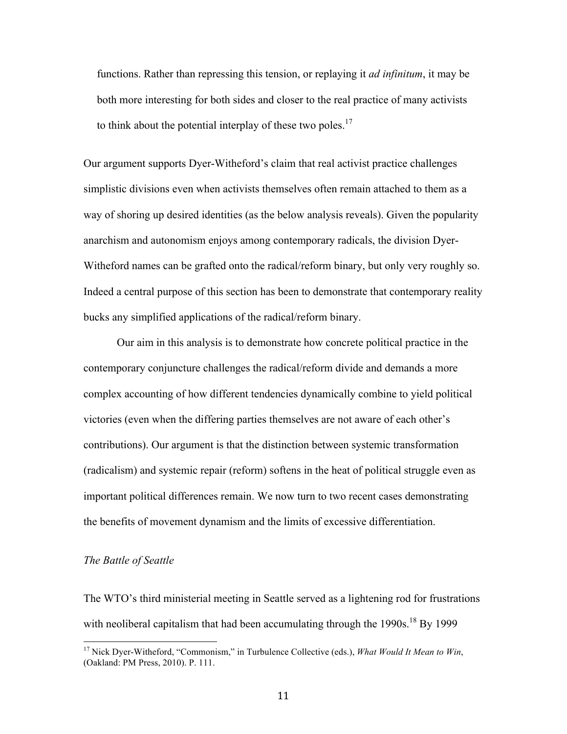functions. Rather than repressing this tension, or replaying it *ad infinitum*, it may be both more interesting for both sides and closer to the real practice of many activists to think about the potential interplay of these two poles.[17]

Our argument supports Dyer-Witheford's claim that real activist practice challenges simplistic divisions even when activists themselves often remain attached to them as a way of shoring up desired identities (as the below analysis reveals). Given the popularity anarchism and autonomism enjoys among contemporary radicals, the division Dyer-Witheford names can be grafted onto the radical/reform binary, but only very roughly so. Indeed a central purpose of this section has been to demonstrate that contemporary reality bucks any simplified applications of the radical/reform binary.

Our aim in this analysis is to demonstrate how concrete political practice in the contemporary conjuncture challenges the radical/reform divide and demands a more complex accounting of how different tendencies dynamically combine to yield political victories (even when the differing parties themselves are not aware of each other's contributions). Our argument is that the distinction between systemic transformation (radicalism) and systemic repair (reform) softens in the heat of political struggle even as important political differences remain. We now turn to two recent cases demonstrating the benefits of movement dynamism and the limits of excessive differentiation.

*The Battle of Seattle*

The WTO's third ministerial meeting in Seattle served as a lightening rod for frustrations with neoliberal capitalism that had been accumulating through the 1990s.[18] By 1999

[17] Nick Dyer-Witheford, "Commonism," in Turbulence Collective (eds.), *What Would It Mean to Win*, (Oakland: PM Press, 2010). P. 111.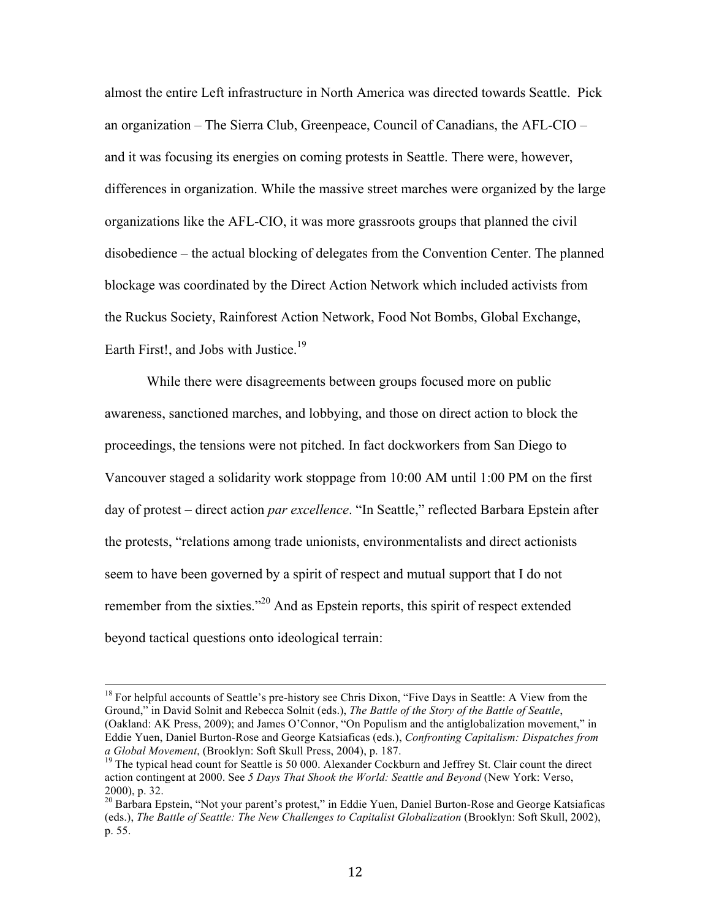almost the entire Left infrastructure in North America was directed towards Seattle. Pick an organization – The Sierra Club, Greenpeace, Council of Canadians, the AFL-CIO – and it was focusing its energies on coming protests in Seattle. There were, however, differences in organization. While the massive street marches were organized by the large organizations like the AFL-CIO, it was more grassroots groups that planned the civil disobedience – the actual blocking of delegates from the Convention Center. The planned blockage was coordinated by the Direct Action Network which included activists from the Ruckus Society, Rainforest Action Network, Food Not Bombs, Global Exchange, Earth First!, and Jobs with Justice.[19]

While there were disagreements between groups focused more on public awareness, sanctioned marches, and lobbying, and those on direct action to block the proceedings, the tensions were not pitched. In fact dockworkers from San Diego to Vancouver staged a solidarity work stoppage from 10:00 AM until 1:00 PM on the first day of protest – direct action *par excellence*. "In Seattle," reflected Barbara Epstein after the protests, "relations among trade unionists, environmentalists and direct actionists seem to have been governed by a spirit of respect and mutual support that I do not remember from the sixties."[20] And as Epstein reports, this spirit of respect extended beyond tactical questions onto ideological terrain:

---

[18] For helpful accounts of Seattle's pre-history see Chris Dixon, "Five Days in Seattle: A View from the Ground," in David Solnit and Rebecca Solnit (eds.), *The Battle of the Story of the Battle of Seattle*, (Oakland: AK Press, 2009); and James O'Connor, "On Populism and the antiglobalization movement," in Eddie Yuen, Daniel Burton-Rose and George Katsiaficas (eds.), *Confronting Capitalism: Dispatches from a Global Movement*, (Brooklyn: Soft Skull Press, 2004), p. 187.

[19] The typical head count for Seattle is 50 000. Alexander Cockburn and Jeffrey St. Clair count the direct action contingent at 2000. See *5 Days That Shook the World: Seattle and Beyond* (New York: Verso, 2000), p. 32.

[20] Barbara Epstein, "Not your parent's protest," in Eddie Yuen, Daniel Burton-Rose and George Katsiaficas (eds.), *The Battle of Seattle: The New Challenges to Capitalist Globalization* (Brooklyn: Soft Skull, 2002), p. 55.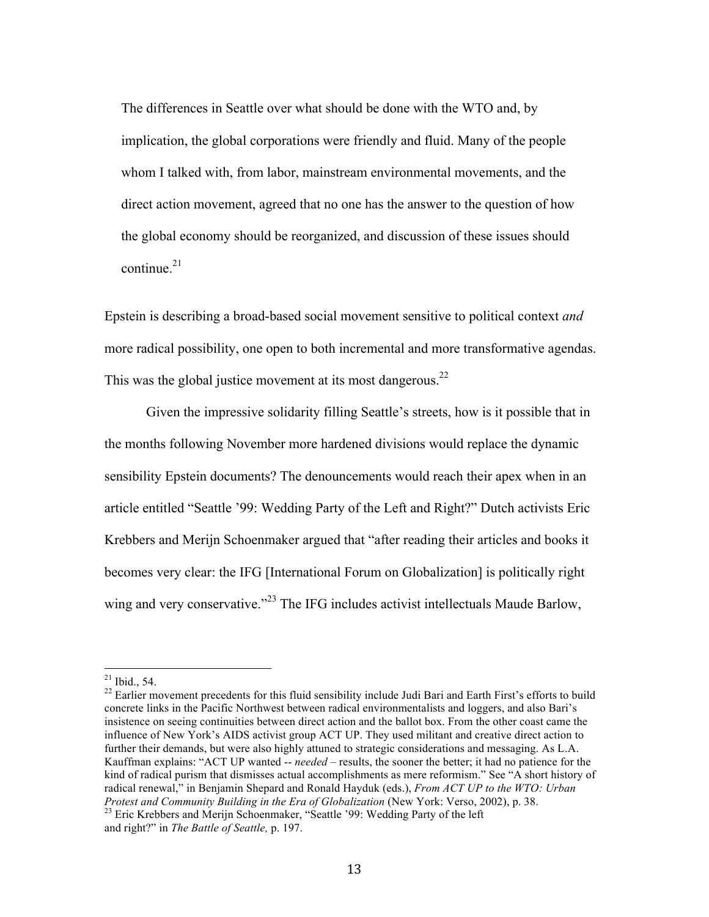> The differences in Seattle over what should be done with the WTO and, by implication, the global corporations were friendly and fluid. Many of the people whom I talked with, from labor, mainstream environmental movements, and the direct action movement, agreed that no one has the answer to the question of how the global economy should be reorganized, and discussion of these issues should continue.[21]

Epstein is describing a broad-based social movement sensitive to political context *and* more radical possibility, one open to both incremental and more transformative agendas. This was the global justice movement at its most dangerous.[22]

Given the impressive solidarity filling Seattle's streets, how is it possible that in the months following November more hardened divisions would replace the dynamic sensibility Epstein documents? The denouncements would reach their apex when in an article entitled "Seattle '99: Wedding Party of the Left and Right?" Dutch activists Eric Krebbers and Merijn Schoenmaker argued that "after reading their articles and books it becomes very clear: the IFG [International Forum on Globalization] is politically right wing and very conservative."[23] The IFG includes activist intellectuals Maude Barlow,

---

[21] Ibid., 54.

[22] Earlier movement precedents for this fluid sensibility include Judi Bari and Earth First's efforts to build concrete links in the Pacific Northwest between radical environmentalists and loggers, and also Bari's insistence on seeing continuities between direct action and the ballot box. From the other coast came the influence of New York's AIDS activist group ACT UP. They used militant and creative direct action to further their demands, but were also highly attuned to strategic considerations and messaging. As L.A. Kauffman explains: "ACT UP wanted -- *needed* – results, the sooner the better; it had no patience for the kind of radical purism that dismisses actual accomplishments as mere reformism." See "A short history of radical renewal," in Benjamin Shepard and Ronald Hayduk (eds.), *From ACT UP to the WTO: Urban Protest and Community Building in the Era of Globalization* (New York: Verso, 2002), p. 38.

[23] Eric Krebbers and Merijn Schoenmaker, "Seattle '99: Wedding Party of the left and right?" in *The Battle of Seattle,* p. 197.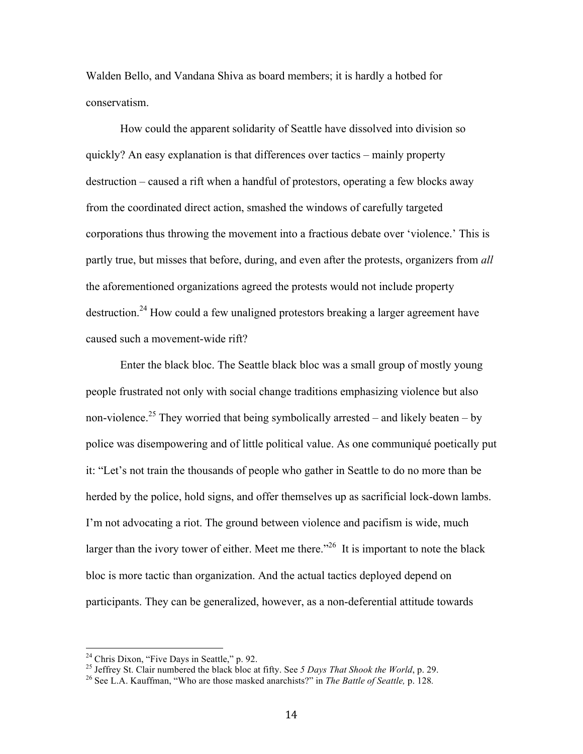Walden Bello, and Vandana Shiva as board members; it is hardly a hotbed for conservatism.

How could the apparent solidarity of Seattle have dissolved into division so quickly? An easy explanation is that differences over tactics – mainly property destruction – caused a rift when a handful of protestors, operating a few blocks away from the coordinated direct action, smashed the windows of carefully targeted corporations thus throwing the movement into a fractious debate over 'violence.' This is partly true, but misses that before, during, and even after the protests, organizers from *all* the aforementioned organizations agreed the protests would not include property destruction.[24] How could a few unaligned protestors breaking a larger agreement have caused such a movement-wide rift?

Enter the black bloc. The Seattle black bloc was a small group of mostly young people frustrated not only with social change traditions emphasizing violence but also non-violence.[25] They worried that being symbolically arrested – and likely beaten – by police was disempowering and of little political value. As one communiqué poetically put it: "Let's not train the thousands of people who gather in Seattle to do no more than be herded by the police, hold signs, and offer themselves up as sacrificial lock-down lambs. I'm not advocating a riot. The ground between violence and pacifism is wide, much larger than the ivory tower of either. Meet me there."[26] It is important to note the black bloc is more tactic than organization. And the actual tactics deployed depend on participants. They can be generalized, however, as a non-deferential attitude towards

---

[24] Chris Dixon, "Five Days in Seattle," p. 92.

[25] Jeffrey St. Clair numbered the black bloc at fifty. See *5 Days That Shook the World*, p. 29.

[26] See L.A. Kauffman, "Who are those masked anarchists?" in *The Battle of Seattle,* p. 128.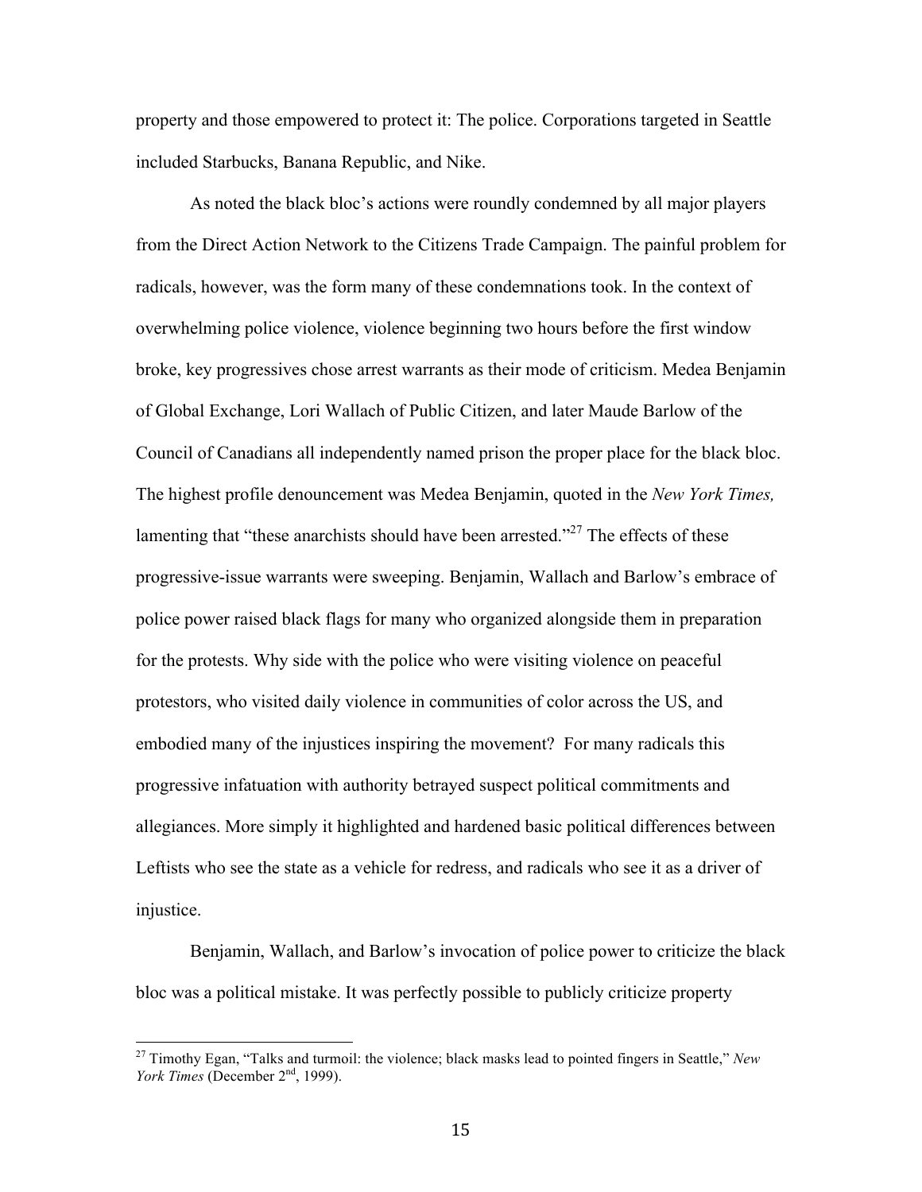property and those empowered to protect it: The police. Corporations targeted in Seattle included Starbucks, Banana Republic, and Nike.

As noted the black bloc's actions were roundly condemned by all major players from the Direct Action Network to the Citizens Trade Campaign. The painful problem for radicals, however, was the form many of these condemnations took. In the context of overwhelming police violence, violence beginning two hours before the first window broke, key progressives chose arrest warrants as their mode of criticism. Medea Benjamin of Global Exchange, Lori Wallach of Public Citizen, and later Maude Barlow of the Council of Canadians all independently named prison the proper place for the black bloc. The highest profile denouncement was Medea Benjamin, quoted in the *New York Times,* lamenting that "these anarchists should have been arrested."[27] The effects of these progressive-issue warrants were sweeping. Benjamin, Wallach and Barlow's embrace of police power raised black flags for many who organized alongside them in preparation for the protests. Why side with the police who were visiting violence on peaceful protestors, who visited daily violence in communities of color across the US, and embodied many of the injustices inspiring the movement? For many radicals this progressive infatuation with authority betrayed suspect political commitments and allegiances. More simply it highlighted and hardened basic political differences between Leftists who see the state as a vehicle for redress, and radicals who see it as a driver of injustice.

Benjamin, Wallach, and Barlow's invocation of police power to criticize the black bloc was a political mistake. It was perfectly possible to publicly criticize property

[27] Timothy Egan, "Talks and turmoil: the violence; black masks lead to pointed fingers in Seattle," *New York Times* (December 2nd, 1999).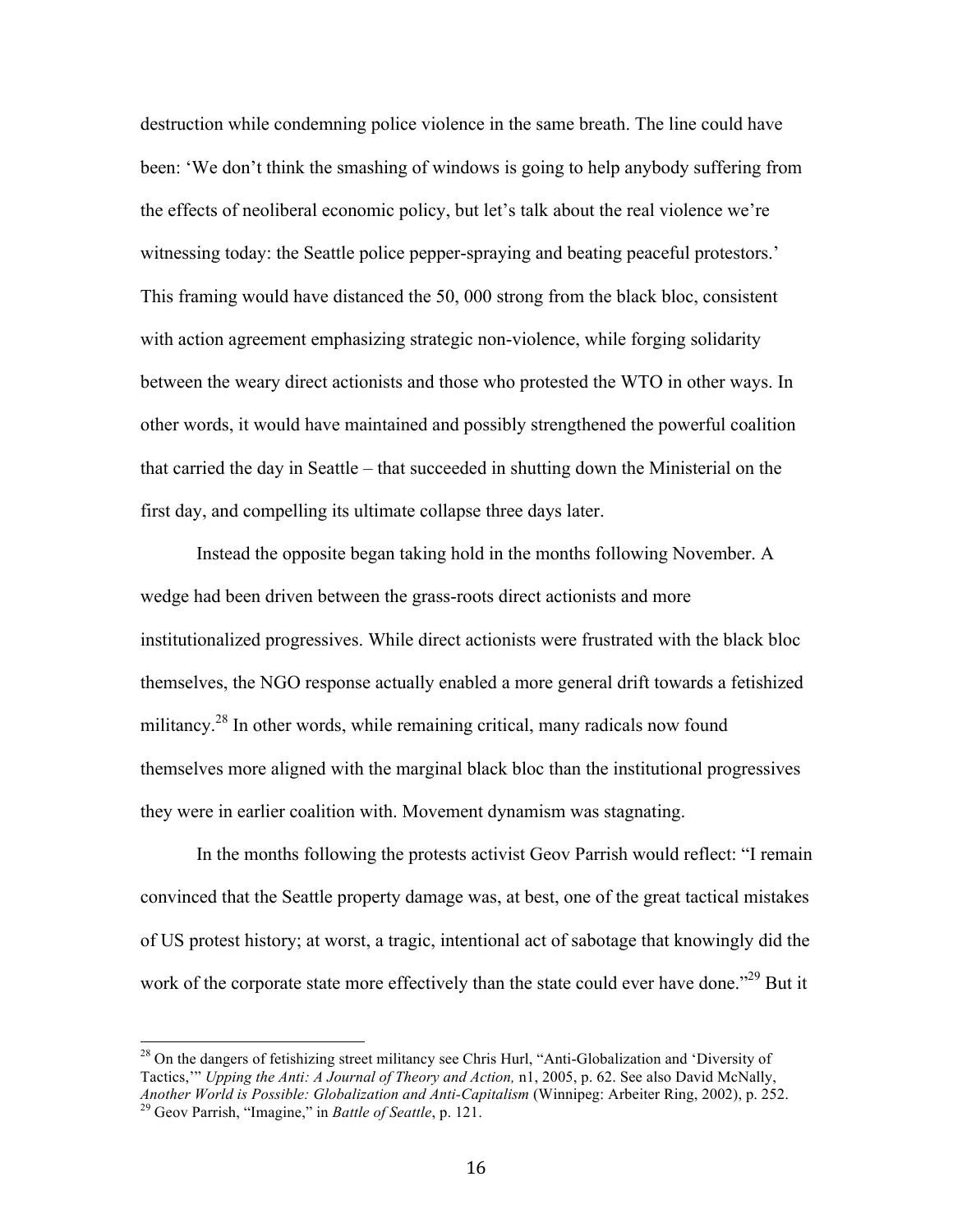destruction while condemning police violence in the same breath. The line could have been: 'We don't think the smashing of windows is going to help anybody suffering from the effects of neoliberal economic policy, but let's talk about the real violence we're witnessing today: the Seattle police pepper-spraying and beating peaceful protestors.' This framing would have distanced the 50, 000 strong from the black bloc, consistent with action agreement emphasizing strategic non-violence, while forging solidarity between the weary direct actionists and those who protested the WTO in other ways. In other words, it would have maintained and possibly strengthened the powerful coalition that carried the day in Seattle – that succeeded in shutting down the Ministerial on the first day, and compelling its ultimate collapse three days later.

Instead the opposite began taking hold in the months following November. A wedge had been driven between the grass-roots direct actionists and more institutionalized progressives. While direct actionists were frustrated with the black bloc themselves, the NGO response actually enabled a more general drift towards a fetishized militancy.[28] In other words, while remaining critical, many radicals now found themselves more aligned with the marginal black bloc than the institutional progressives they were in earlier coalition with. Movement dynamism was stagnating.

In the months following the protests activist Geov Parrish would reflect: "I remain convinced that the Seattle property damage was, at best, one of the great tactical mistakes of US protest history; at worst, a tragic, intentional act of sabotage that knowingly did the work of the corporate state more effectively than the state could ever have done."[29] But it

---

[28] On the dangers of fetishizing street militancy see Chris Hurl, "Anti-Globalization and 'Diversity of Tactics,'" *Upping the Anti: A Journal of Theory and Action,* n1, 2005, p. 62. See also David McNally, *Another World is Possible: Globalization and Anti-Capitalism* (Winnipeg: Arbeiter Ring, 2002), p. 252.

[29] Geov Parrish, "Imagine," in *Battle of Seattle*, p. 121.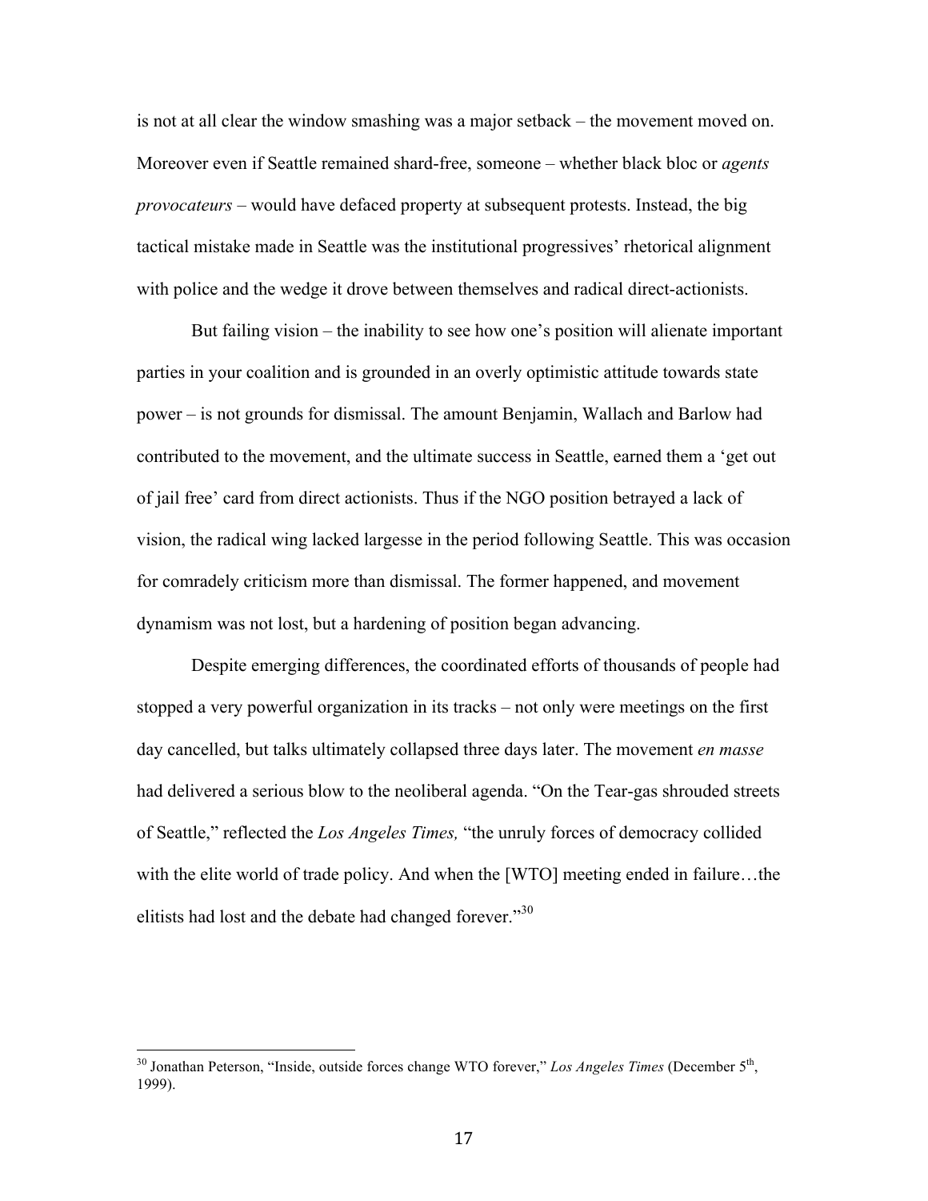is not at all clear the window smashing was a major setback – the movement moved on. Moreover even if Seattle remained shard-free, someone – whether black bloc or *agents provocateurs* – would have defaced property at subsequent protests. Instead, the big tactical mistake made in Seattle was the institutional progressives' rhetorical alignment with police and the wedge it drove between themselves and radical direct-actionists.

But failing vision – the inability to see how one's position will alienate important parties in your coalition and is grounded in an overly optimistic attitude towards state power – is not grounds for dismissal. The amount Benjamin, Wallach and Barlow had contributed to the movement, and the ultimate success in Seattle, earned them a 'get out of jail free' card from direct actionists. Thus if the NGO position betrayed a lack of vision, the radical wing lacked largesse in the period following Seattle. This was occasion for comradely criticism more than dismissal. The former happened, and movement dynamism was not lost, but a hardening of position began advancing.

Despite emerging differences, the coordinated efforts of thousands of people had stopped a very powerful organization in its tracks – not only were meetings on the first day cancelled, but talks ultimately collapsed three days later. The movement *en masse* had delivered a serious blow to the neoliberal agenda. "On the Tear-gas shrouded streets of Seattle," reflected the *Los Angeles Times,* "the unruly forces of democracy collided with the elite world of trade policy. And when the [WTO] meeting ended in failure…the elitists had lost and the debate had changed forever."[30]

---

[30] Jonathan Peterson, "Inside, outside forces change WTO forever," *Los Angeles Times* (December 5th, 1999).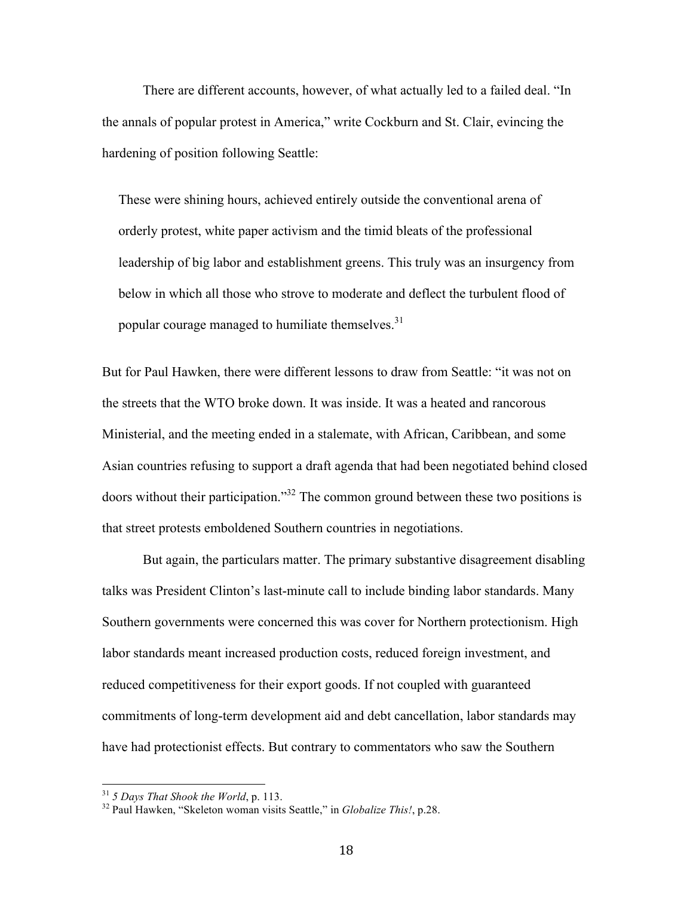There are different accounts, however, of what actually led to a failed deal. "In the annals of popular protest in America," write Cockburn and St. Clair, evincing the hardening of position following Seattle:

> These were shining hours, achieved entirely outside the conventional arena of orderly protest, white paper activism and the timid bleats of the professional leadership of big labor and establishment greens. This truly was an insurgency from below in which all those who strove to moderate and deflect the turbulent flood of popular courage managed to humiliate themselves.[31]

But for Paul Hawken, there were different lessons to draw from Seattle: "it was not on the streets that the WTO broke down. It was inside. It was a heated and rancorous Ministerial, and the meeting ended in a stalemate, with African, Caribbean, and some Asian countries refusing to support a draft agenda that had been negotiated behind closed doors without their participation."[32] The common ground between these two positions is that street protests emboldened Southern countries in negotiations.

But again, the particulars matter. The primary substantive disagreement disabling talks was President Clinton's last-minute call to include binding labor standards. Many Southern governments were concerned this was cover for Northern protectionism. High labor standards meant increased production costs, reduced foreign investment, and reduced competitiveness for their export goods. If not coupled with guaranteed commitments of long-term development aid and debt cancellation, labor standards may have had protectionist effects. But contrary to commentators who saw the Southern

---

[31] *5 Days That Shook the World*, p. 113.

[32] Paul Hawken, "Skeleton woman visits Seattle," in *Globalize This!*, p.28.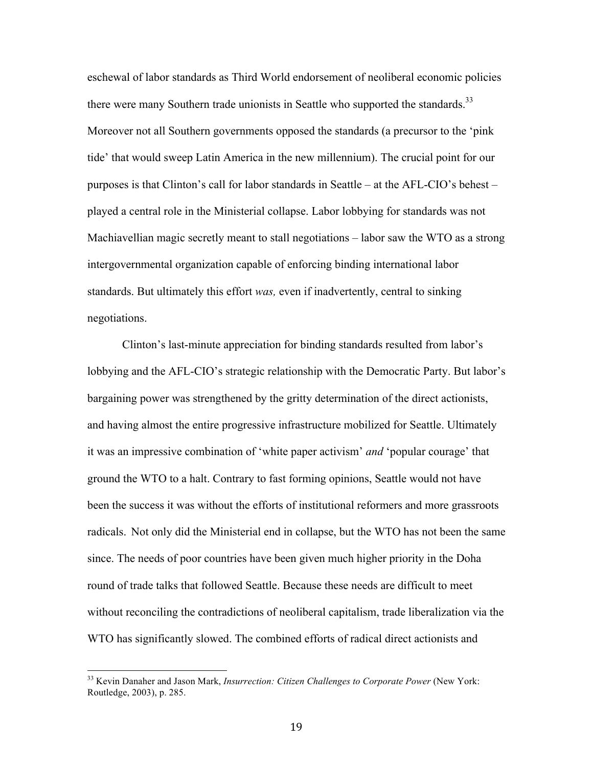eschewal of labor standards as Third World endorsement of neoliberal economic policies there were many Southern trade unionists in Seattle who supported the standards.[33] Moreover not all Southern governments opposed the standards (a precursor to the 'pink tide' that would sweep Latin America in the new millennium). The crucial point for our purposes is that Clinton's call for labor standards in Seattle – at the AFL-CIO's behest – played a central role in the Ministerial collapse. Labor lobbying for standards was not Machiavellian magic secretly meant to stall negotiations – labor saw the WTO as a strong intergovernmental organization capable of enforcing binding international labor standards. But ultimately this effort *was,* even if inadvertently, central to sinking negotiations.

Clinton's last-minute appreciation for binding standards resulted from labor's lobbying and the AFL-CIO's strategic relationship with the Democratic Party. But labor's bargaining power was strengthened by the gritty determination of the direct actionists, and having almost the entire progressive infrastructure mobilized for Seattle. Ultimately it was an impressive combination of 'white paper activism' *and* 'popular courage' that ground the WTO to a halt. Contrary to fast forming opinions, Seattle would not have been the success it was without the efforts of institutional reformers and more grassroots radicals. Not only did the Ministerial end in collapse, but the WTO has not been the same since. The needs of poor countries have been given much higher priority in the Doha round of trade talks that followed Seattle. Because these needs are difficult to meet without reconciling the contradictions of neoliberal capitalism, trade liberalization via the WTO has significantly slowed. The combined efforts of radical direct actionists and

---

[33] Kevin Danaher and Jason Mark, *Insurrection: Citizen Challenges to Corporate Power* (New York: Routledge, 2003), p. 285.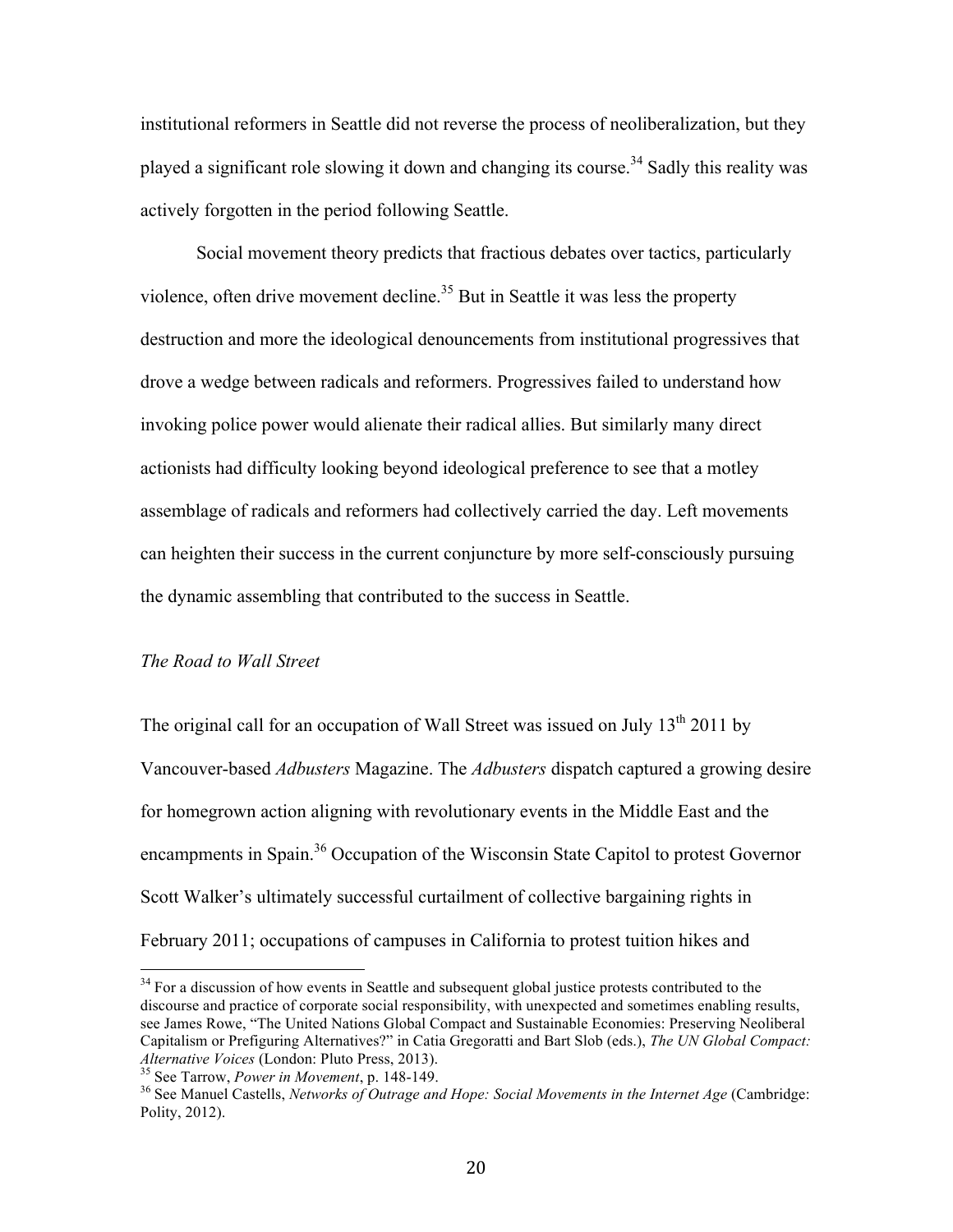institutional reformers in Seattle did not reverse the process of neoliberalization, but they played a significant role slowing it down and changing its course.[34] Sadly this reality was actively forgotten in the period following Seattle.

Social movement theory predicts that fractious debates over tactics, particularly violence, often drive movement decline.[35] But in Seattle it was less the property destruction and more the ideological denouncements from institutional progressives that drove a wedge between radicals and reformers. Progressives failed to understand how invoking police power would alienate their radical allies. But similarly many direct actionists had difficulty looking beyond ideological preference to see that a motley assemblage of radicals and reformers had collectively carried the day. Left movements can heighten their success in the current conjuncture by more self-consciously pursuing the dynamic assembling that contributed to the success in Seattle.

### *The Road to Wall Street*

The original call for an occupation of Wall Street was issued on July 13th 2011 by Vancouver-based *Adbusters* Magazine. The *Adbusters* dispatch captured a growing desire for homegrown action aligning with revolutionary events in the Middle East and the encampments in Spain.[36] Occupation of the Wisconsin State Capitol to protest Governor Scott Walker's ultimately successful curtailment of collective bargaining rights in February 2011; occupations of campuses in California to protest tuition hikes and

---

[34] For a discussion of how events in Seattle and subsequent global justice protests contributed to the discourse and practice of corporate social responsibility, with unexpected and sometimes enabling results, see James Rowe, "The United Nations Global Compact and Sustainable Economies: Preserving Neoliberal Capitalism or Prefiguring Alternatives?" in Catia Gregoratti and Bart Slob (eds.), *The UN Global Compact: Alternative Voices* (London: Pluto Press, 2013).

[35] See Tarrow, *Power in Movement*, p. 148-149.

[36] See Manuel Castells, *Networks of Outrage and Hope: Social Movements in the Internet Age* (Cambridge: Polity, 2012).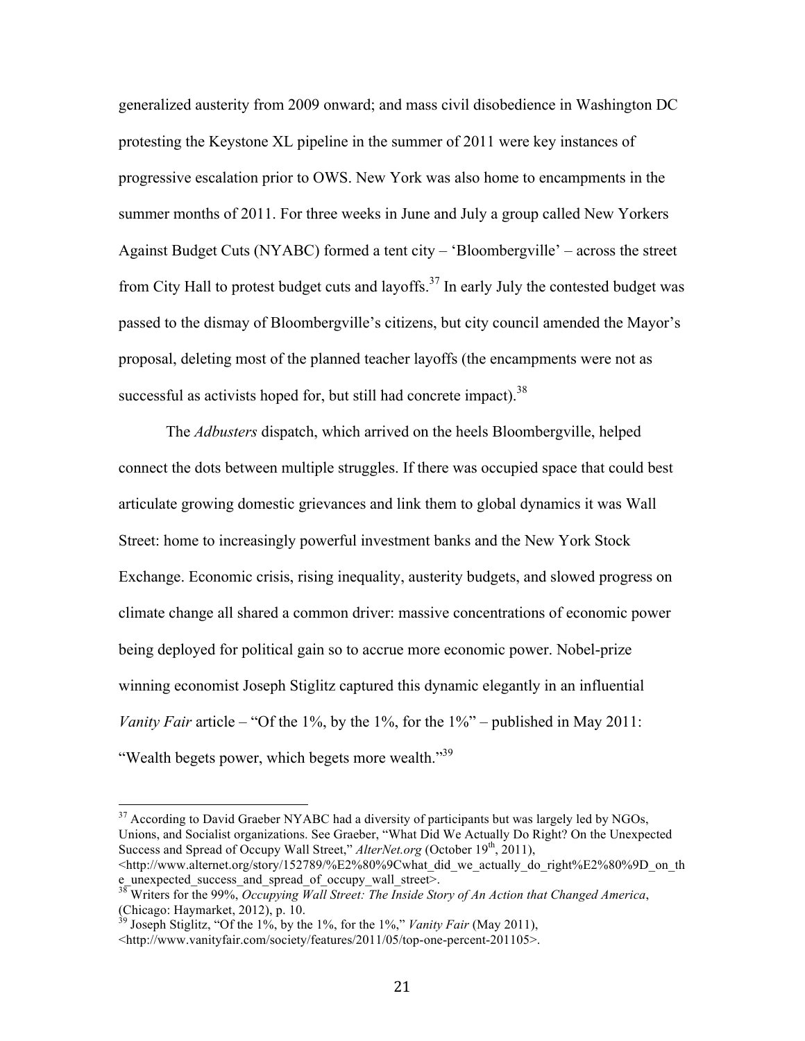generalized austerity from 2009 onward; and mass civil disobedience in Washington DC protesting the Keystone XL pipeline in the summer of 2011 were key instances of progressive escalation prior to OWS. New York was also home to encampments in the summer months of 2011. For three weeks in June and July a group called New Yorkers Against Budget Cuts (NYABC) formed a tent city – 'Bloombergville' – across the street from City Hall to protest budget cuts and layoffs.[37] In early July the contested budget was passed to the dismay of Bloombergville's citizens, but city council amended the Mayor's proposal, deleting most of the planned teacher layoffs (the encampments were not as successful as activists hoped for, but still had concrete impact).[38]

The *Adbusters* dispatch, which arrived on the heels Bloombergville, helped connect the dots between multiple struggles. If there was occupied space that could best articulate growing domestic grievances and link them to global dynamics it was Wall Street: home to increasingly powerful investment banks and the New York Stock Exchange. Economic crisis, rising inequality, austerity budgets, and slowed progress on climate change all shared a common driver: massive concentrations of economic power being deployed for political gain so to accrue more economic power. Nobel-prize winning economist Joseph Stiglitz captured this dynamic elegantly in an influential *Vanity Fair* article – "Of the 1%, by the 1%, for the 1%" – published in May 2011: "Wealth begets power, which begets more wealth."[39]

---

[37] According to David Graeber NYABC had a diversity of participants but was largely led by NGOs, Unions, and Socialist organizations. See Graeber, "What Did We Actually Do Right? On the Unexpected Success and Spread of Occupy Wall Street," *AlterNet.org* (October 19th, 2011), <http://www.alternet.org/story/152789/%E2%80%9Cwhat_did_we_actually_do_right%E2%80%9D_on_the_unexpected_success_and_spread_of_occupy_wall_street>.

[38] Writers for the 99%, *Occupying Wall Street: The Inside Story of An Action that Changed America*, (Chicago: Haymarket, 2012), p. 10.

[39] Joseph Stiglitz, "Of the 1%, by the 1%, for the 1%," *Vanity Fair* (May 2011), <http://www.vanityfair.com/society/features/2011/05/top-one-percent-201105>.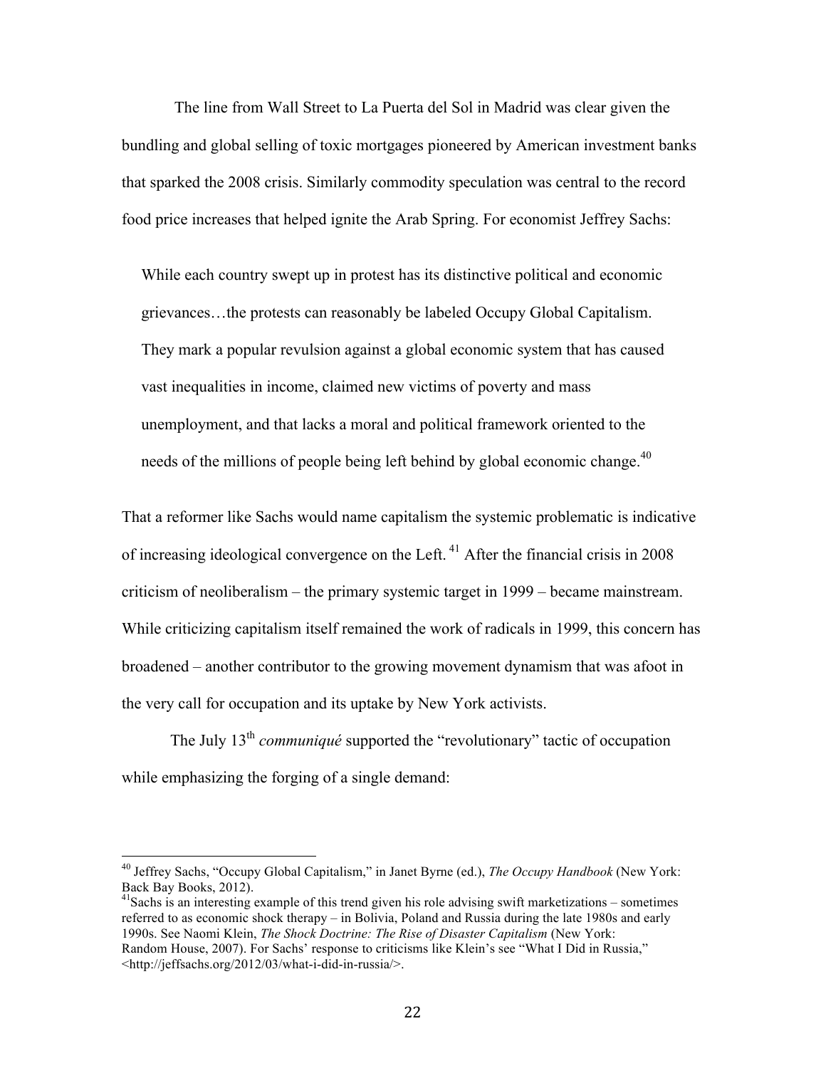The line from Wall Street to La Puerta del Sol in Madrid was clear given the bundling and global selling of toxic mortgages pioneered by American investment banks that sparked the 2008 crisis. Similarly commodity speculation was central to the record food price increases that helped ignite the Arab Spring. For economist Jeffrey Sachs:

> While each country swept up in protest has its distinctive political and economic grievances…the protests can reasonably be labeled Occupy Global Capitalism. They mark a popular revulsion against a global economic system that has caused vast inequalities in income, claimed new victims of poverty and mass unemployment, and that lacks a moral and political framework oriented to the needs of the millions of people being left behind by global economic change.[40]

That a reformer like Sachs would name capitalism the systemic problematic is indicative of increasing ideological convergence on the Left.[41] After the financial crisis in 2008 criticism of neoliberalism – the primary systemic target in 1999 – became mainstream. While criticizing capitalism itself remained the work of radicals in 1999, this concern has broadened – another contributor to the growing movement dynamism that was afoot in the very call for occupation and its uptake by New York activists.

The July 13th *communiqué* supported the "revolutionary" tactic of occupation while emphasizing the forging of a single demand:

---

[40] Jeffrey Sachs, "Occupy Global Capitalism," in Janet Byrne (ed.), *The Occupy Handbook* (New York: Back Bay Books, 2012).

[41] Sachs is an interesting example of this trend given his role advising swift marketizations – sometimes referred to as economic shock therapy – in Bolivia, Poland and Russia during the late 1980s and early 1990s. See Naomi Klein, *The Shock Doctrine: The Rise of Disaster Capitalism* (New York: Random House, 2007). For Sachs' response to criticisms like Klein's see "What I Did in Russia," <http://jeffsachs.org/2012/03/what-i-did-in-russia/>.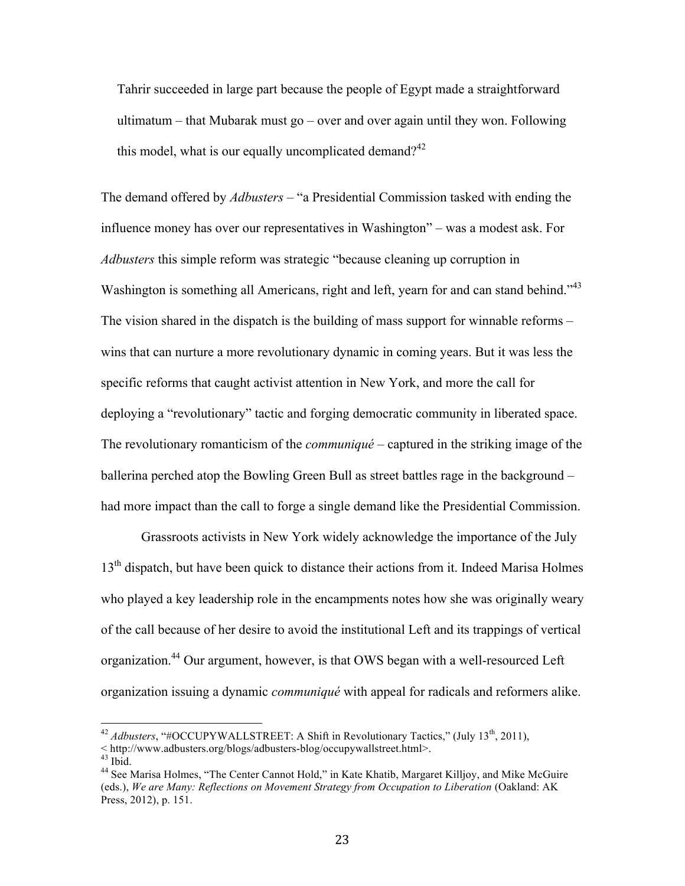> Tahrir succeeded in large part because the people of Egypt made a straightforward ultimatum – that Mubarak must go – over and over again until they won. Following this model, what is our equally uncomplicated demand?[42]

The demand offered by *Adbusters* – "a Presidential Commission tasked with ending the influence money has over our representatives in Washington" – was a modest ask. For *Adbusters* this simple reform was strategic "because cleaning up corruption in Washington is something all Americans, right and left, yearn for and can stand behind."[43] The vision shared in the dispatch is the building of mass support for winnable reforms – wins that can nurture a more revolutionary dynamic in coming years. But it was less the specific reforms that caught activist attention in New York, and more the call for deploying a "revolutionary" tactic and forging democratic community in liberated space. The revolutionary romanticism of the *communiqué* – captured in the striking image of the ballerina perched atop the Bowling Green Bull as street battles rage in the background – had more impact than the call to forge a single demand like the Presidential Commission.

Grassroots activists in New York widely acknowledge the importance of the July 13th dispatch, but have been quick to distance their actions from it. Indeed Marisa Holmes who played a key leadership role in the encampments notes how she was originally weary of the call because of her desire to avoid the institutional Left and its trappings of vertical organization.[44] Our argument, however, is that OWS began with a well-resourced Left organization issuing a dynamic *communiqué* with appeal for radicals and reformers alike.

---

[42] *Adbusters*, "#OCCUPYWALLSTREET: A Shift in Revolutionary Tactics," (July 13th, 2011), < http://www.adbusters.org/blogs/adbusters-blog/occupywallstreet.html>.

[43] Ibid.

[44] See Marisa Holmes, "The Center Cannot Hold," in Kate Khatib, Margaret Killjoy, and Mike McGuire (eds.), *We are Many: Reflections on Movement Strategy from Occupation to Liberation* (Oakland: AK Press, 2012), p. 151.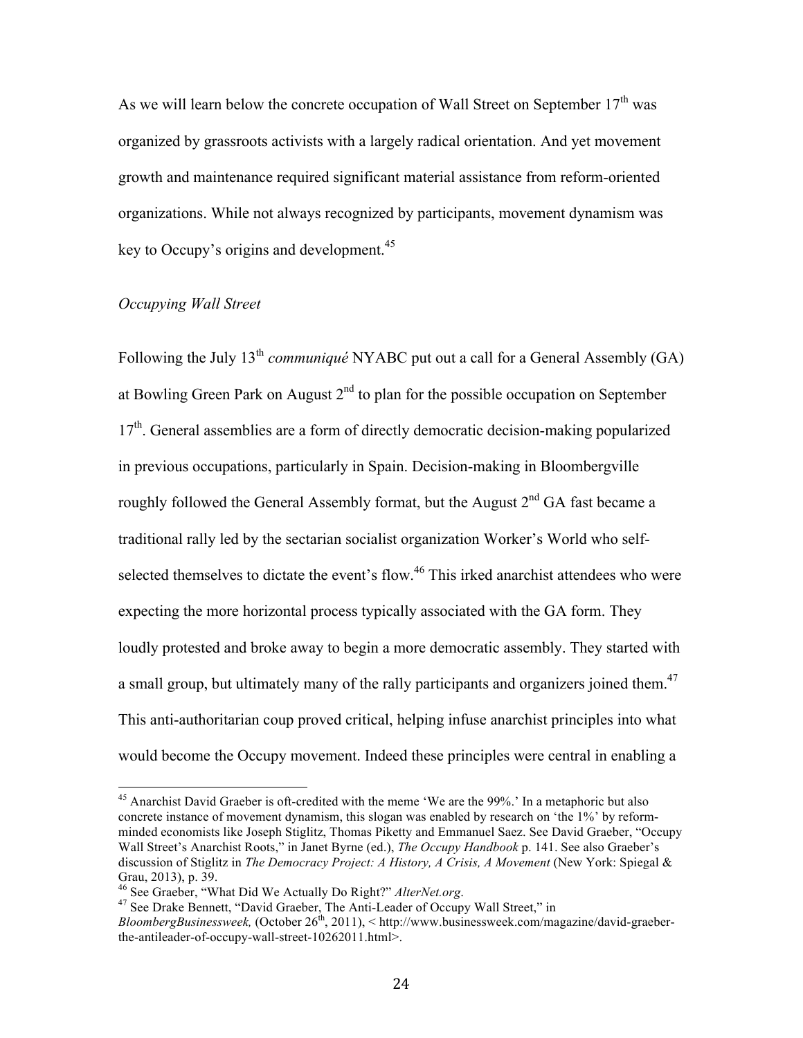As we will learn below the concrete occupation of Wall Street on September 17th was organized by grassroots activists with a largely radical orientation. And yet movement growth and maintenance required significant material assistance from reform-oriented organizations. While not always recognized by participants, movement dynamism was key to Occupy's origins and development.[45]

*Occupying Wall Street*

Following the July 13th *communiqué* NYABC put out a call for a General Assembly (GA) at Bowling Green Park on August 2nd to plan for the possible occupation on September 17th. General assemblies are a form of directly democratic decision-making popularized in previous occupations, particularly in Spain. Decision-making in Bloombergville roughly followed the General Assembly format, but the August 2nd GA fast became a traditional rally led by the sectarian socialist organization Worker's World who self-selected themselves to dictate the event's flow.[46] This irked anarchist attendees who were expecting the more horizontal process typically associated with the GA form. They loudly protested and broke away to begin a more democratic assembly. They started with a small group, but ultimately many of the rally participants and organizers joined them.[47] This anti-authoritarian coup proved critical, helping infuse anarchist principles into what would become the Occupy movement. Indeed these principles were central in enabling a

---

[45] Anarchist David Graeber is oft-credited with the meme 'We are the 99%.' In a metaphoric but also concrete instance of movement dynamism, this slogan was enabled by research on 'the 1%' by reform-minded economists like Joseph Stiglitz, Thomas Piketty and Emmanuel Saez. See David Graeber, "Occupy Wall Street's Anarchist Roots," in Janet Byrne (ed.), *The Occupy Handbook* p. 141. See also Graeber's discussion of Stiglitz in *The Democracy Project: A History, A Crisis, A Movement* (New York: Spiegal & Grau, 2013), p. 39.

[46] See Graeber, "What Did We Actually Do Right?" *AlterNet.org*.

[47] See Drake Bennett, "David Graeber, The Anti-Leader of Occupy Wall Street," in *BloombergBusinessweek,* (October 26th, 2011), < http://www.businessweek.com/magazine/david-graeber-the-antileader-of-occupy-wall-street-10262011.html>.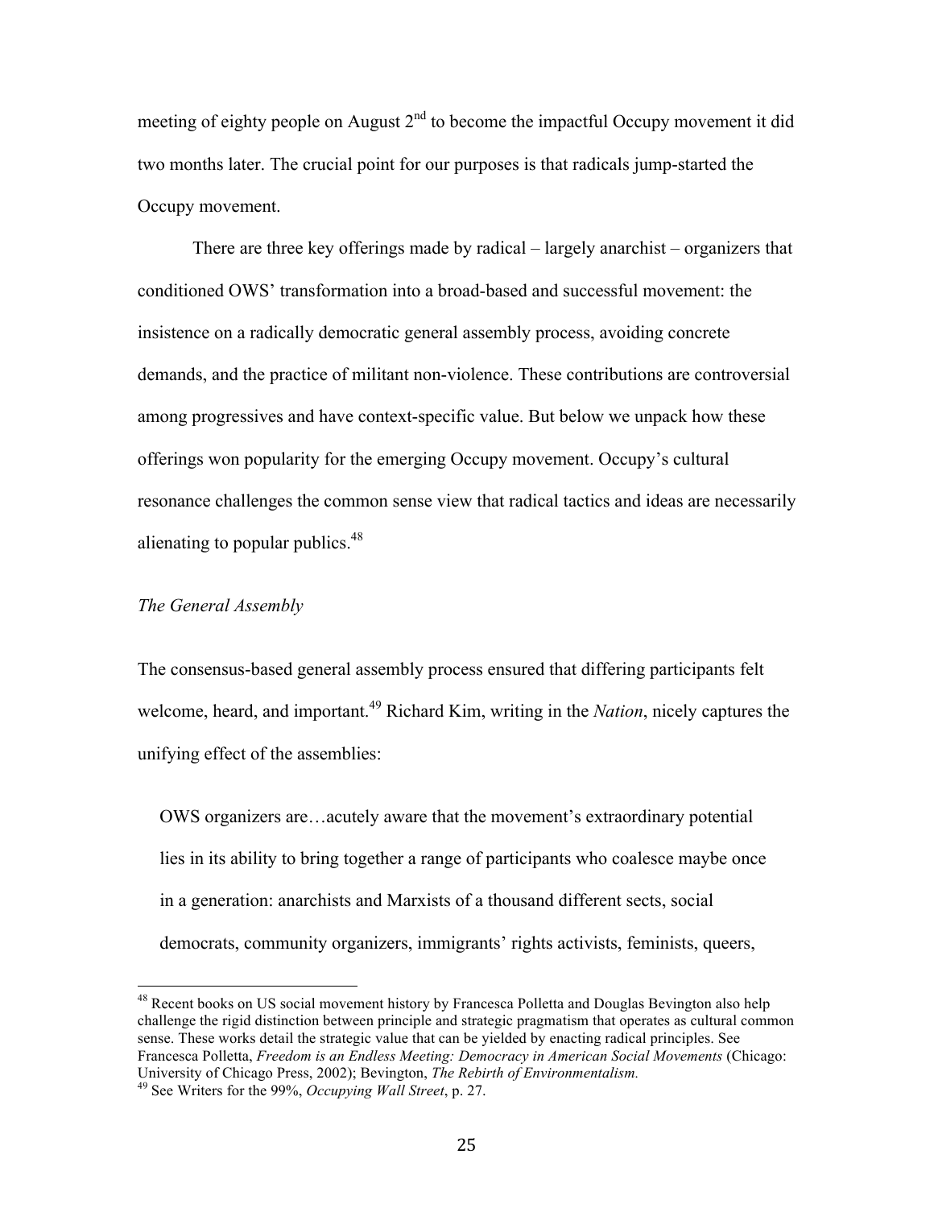meeting of eighty people on August 2nd to become the impactful Occupy movement it did two months later. The crucial point for our purposes is that radicals jump-started the Occupy movement.

There are three key offerings made by radical – largely anarchist – organizers that conditioned OWS' transformation into a broad-based and successful movement: the insistence on a radically democratic general assembly process, avoiding concrete demands, and the practice of militant non-violence. These contributions are controversial among progressives and have context-specific value. But below we unpack how these offerings won popularity for the emerging Occupy movement. Occupy's cultural resonance challenges the common sense view that radical tactics and ideas are necessarily alienating to popular publics.[48]

*The General Assembly*

The consensus-based general assembly process ensured that differing participants felt welcome, heard, and important.[49] Richard Kim, writing in the *Nation*, nicely captures the unifying effect of the assemblies:

> OWS organizers are…acutely aware that the movement's extraordinary potential lies in its ability to bring together a range of participants who coalesce maybe once in a generation: anarchists and Marxists of a thousand different sects, social democrats, community organizers, immigrants' rights activists, feminists, queers,

---

[48] Recent books on US social movement history by Francesca Polletta and Douglas Bevington also help challenge the rigid distinction between principle and strategic pragmatism that operates as cultural common sense. These works detail the strategic value that can be yielded by enacting radical principles. See Francesca Polletta, *Freedom is an Endless Meeting: Democracy in American Social Movements* (Chicago: University of Chicago Press, 2002); Bevington, *The Rebirth of Environmentalism.*

[49] See Writers for the 99%, *Occupying Wall Street*, p. 27.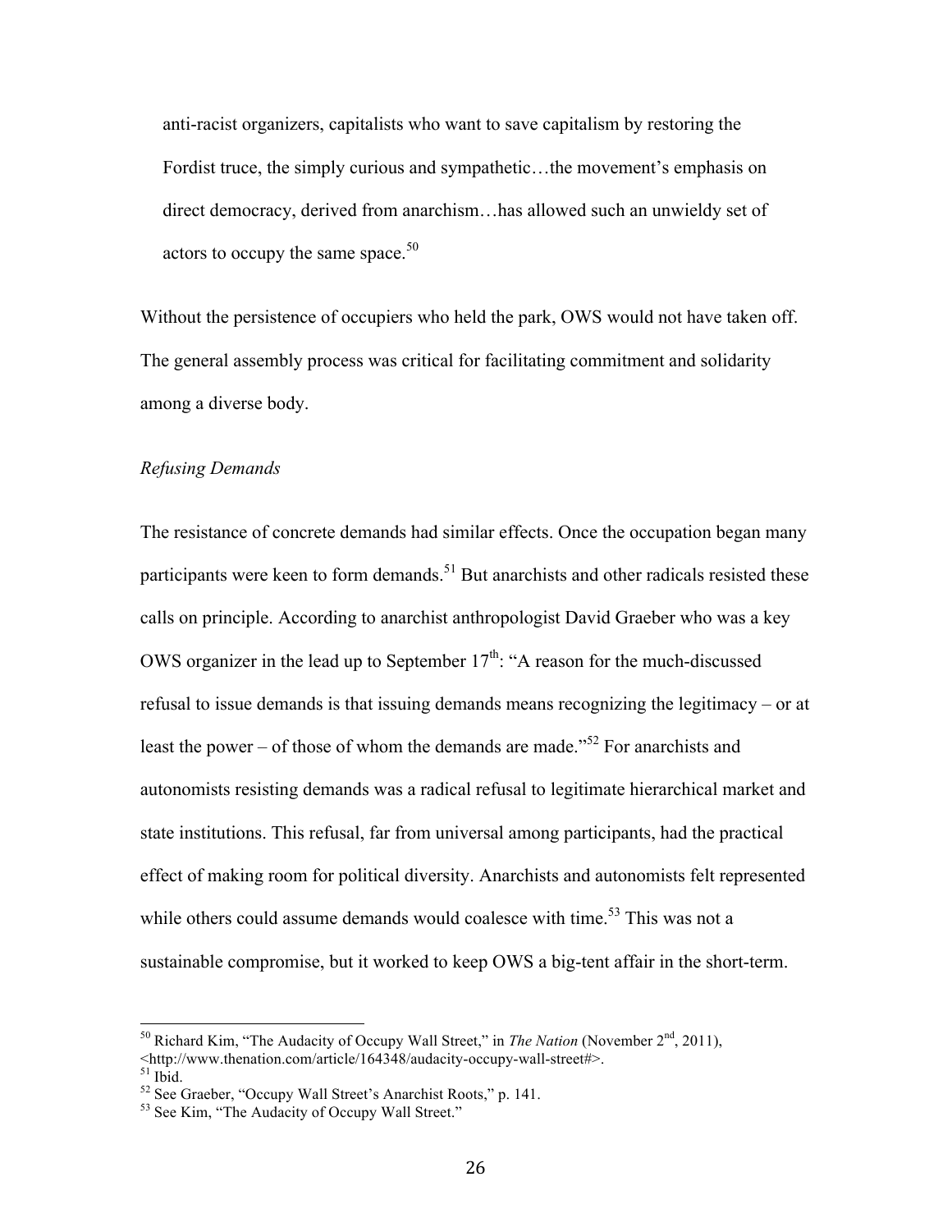> anti-racist organizers, capitalists who want to save capitalism by restoring the Fordist truce, the simply curious and sympathetic…the movement's emphasis on direct democracy, derived from anarchism…has allowed such an unwieldy set of actors to occupy the same space.[50]

Without the persistence of occupiers who held the park, OWS would not have taken off. The general assembly process was critical for facilitating commitment and solidarity among a diverse body.

*Refusing Demands*

The resistance of concrete demands had similar effects. Once the occupation began many participants were keen to form demands.[51] But anarchists and other radicals resisted these calls on principle. According to anarchist anthropologist David Graeber who was a key OWS organizer in the lead up to September 17th: "A reason for the much-discussed refusal to issue demands is that issuing demands means recognizing the legitimacy – or at least the power – of those of whom the demands are made."[52] For anarchists and autonomists resisting demands was a radical refusal to legitimate hierarchical market and state institutions. This refusal, far from universal among participants, had the practical effect of making room for political diversity. Anarchists and autonomists felt represented while others could assume demands would coalesce with time.[53] This was not a sustainable compromise, but it worked to keep OWS a big-tent affair in the short-term.

---

[50] Richard Kim, "The Audacity of Occupy Wall Street," in *The Nation* (November 2nd, 2011), <http://www.thenation.com/article/164348/audacity-occupy-wall-street#>.

[51] Ibid.

[52] See Graeber, "Occupy Wall Street's Anarchist Roots," p. 141.

[53] See Kim, "The Audacity of Occupy Wall Street."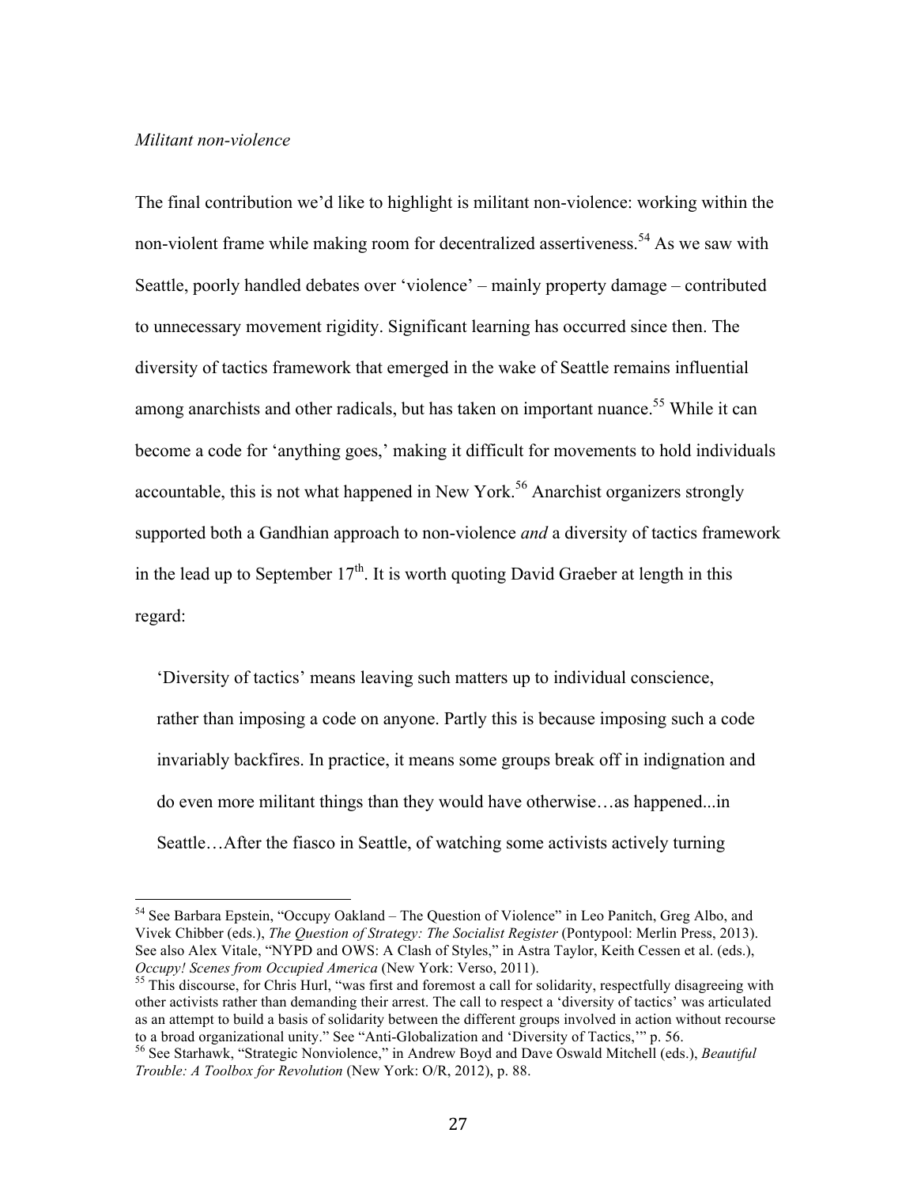*Militant non-violence*

The final contribution we'd like to highlight is militant non-violence: working within the non-violent frame while making room for decentralized assertiveness.[54] As we saw with Seattle, poorly handled debates over 'violence' – mainly property damage – contributed to unnecessary movement rigidity. Significant learning has occurred since then. The diversity of tactics framework that emerged in the wake of Seattle remains influential among anarchists and other radicals, but has taken on important nuance.[55] While it can become a code for 'anything goes,' making it difficult for movements to hold individuals accountable, this is not what happened in New York.[56] Anarchist organizers strongly supported both a Gandhian approach to non-violence *and* a diversity of tactics framework in the lead up to September 17th. It is worth quoting David Graeber at length in this regard:

> 'Diversity of tactics' means leaving such matters up to individual conscience, rather than imposing a code on anyone. Partly this is because imposing such a code invariably backfires. In practice, it means some groups break off in indignation and do even more militant things than they would have otherwise…as happened...in Seattle…After the fiasco in Seattle, of watching some activists actively turning

---

[54] See Barbara Epstein, "Occupy Oakland – The Question of Violence" in Leo Panitch, Greg Albo, and Vivek Chibber (eds.), *The Question of Strategy: The Socialist Register* (Pontypool: Merlin Press, 2013). See also Alex Vitale, "NYPD and OWS: A Clash of Styles," in Astra Taylor, Keith Cessen et al. (eds.), *Occupy! Scenes from Occupied America* (New York: Verso, 2011).

[55] This discourse, for Chris Hurl, "was first and foremost a call for solidarity, respectfully disagreeing with other activists rather than demanding their arrest. The call to respect a 'diversity of tactics' was articulated as an attempt to build a basis of solidarity between the different groups involved in action without recourse to a broad organizational unity." See "Anti-Globalization and 'Diversity of Tactics,'" p. 56.

[56] See Starhawk, "Strategic Nonviolence," in Andrew Boyd and Dave Oswald Mitchell (eds.), *Beautiful Trouble: A Toolbox for Revolution* (New York: O/R, 2012), p. 88.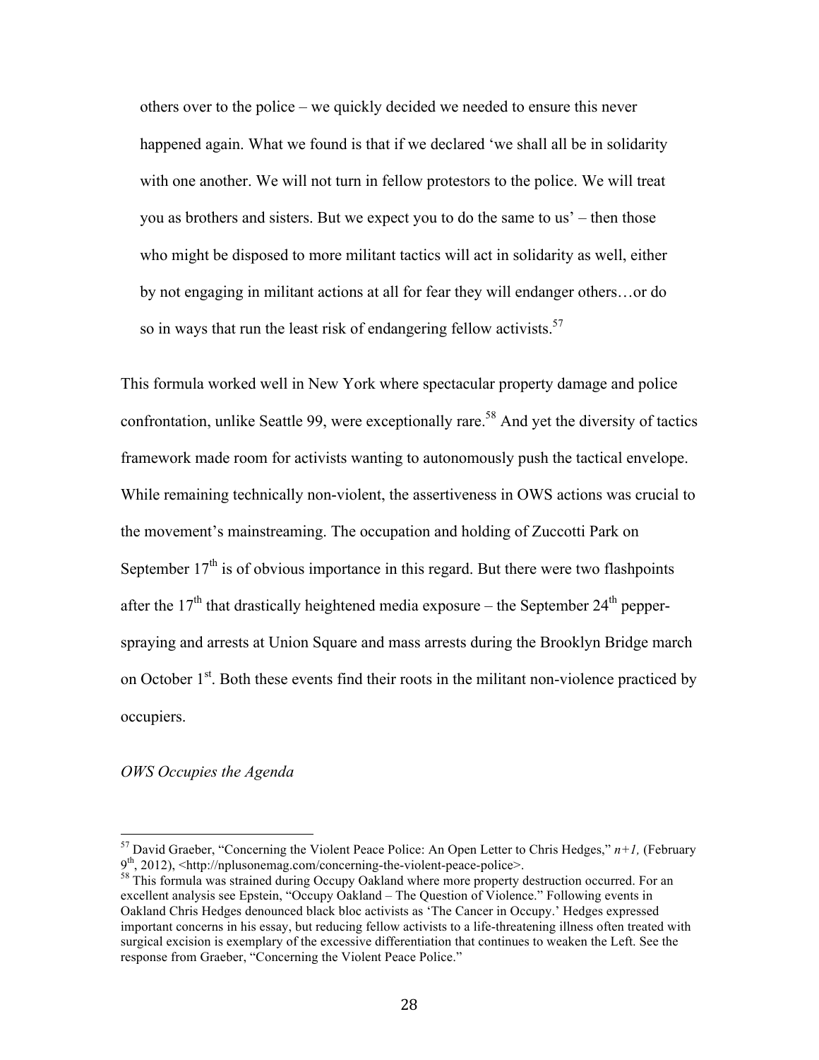> others over to the police – we quickly decided we needed to ensure this never happened again. What we found is that if we declared 'we shall all be in solidarity with one another. We will not turn in fellow protestors to the police. We will treat you as brothers and sisters. But we expect you to do the same to us' – then those who might be disposed to more militant tactics will act in solidarity as well, either by not engaging in militant actions at all for fear they will endanger others…or do so in ways that run the least risk of endangering fellow activists.[57]

This formula worked well in New York where spectacular property damage and police confrontation, unlike Seattle 99, were exceptionally rare.[58] And yet the diversity of tactics framework made room for activists wanting to autonomously push the tactical envelope. While remaining technically non-violent, the assertiveness in OWS actions was crucial to the movement's mainstreaming. The occupation and holding of Zuccotti Park on September 17th is of obvious importance in this regard. But there were two flashpoints after the 17th that drastically heightened media exposure – the September 24th pepper-spraying and arrests at Union Square and mass arrests during the Brooklyn Bridge march on October 1st. Both these events find their roots in the militant non-violence practiced by occupiers.

*OWS Occupies the Agenda*

---

[57] David Graeber, "Concerning the Violent Peace Police: An Open Letter to Chris Hedges," *n+1,* (February 9th, 2012), <http://nplusonemag.com/concerning-the-violent-peace-police>.

[58] This formula was strained during Occupy Oakland where more property destruction occurred. For an excellent analysis see Epstein, "Occupy Oakland – The Question of Violence." Following events in Oakland Chris Hedges denounced black bloc activists as 'The Cancer in Occupy.' Hedges expressed important concerns in his essay, but reducing fellow activists to a life-threatening illness often treated with surgical excision is exemplary of the excessive differentiation that continues to weaken the Left. See the response from Graeber, "Concerning the Violent Peace Police."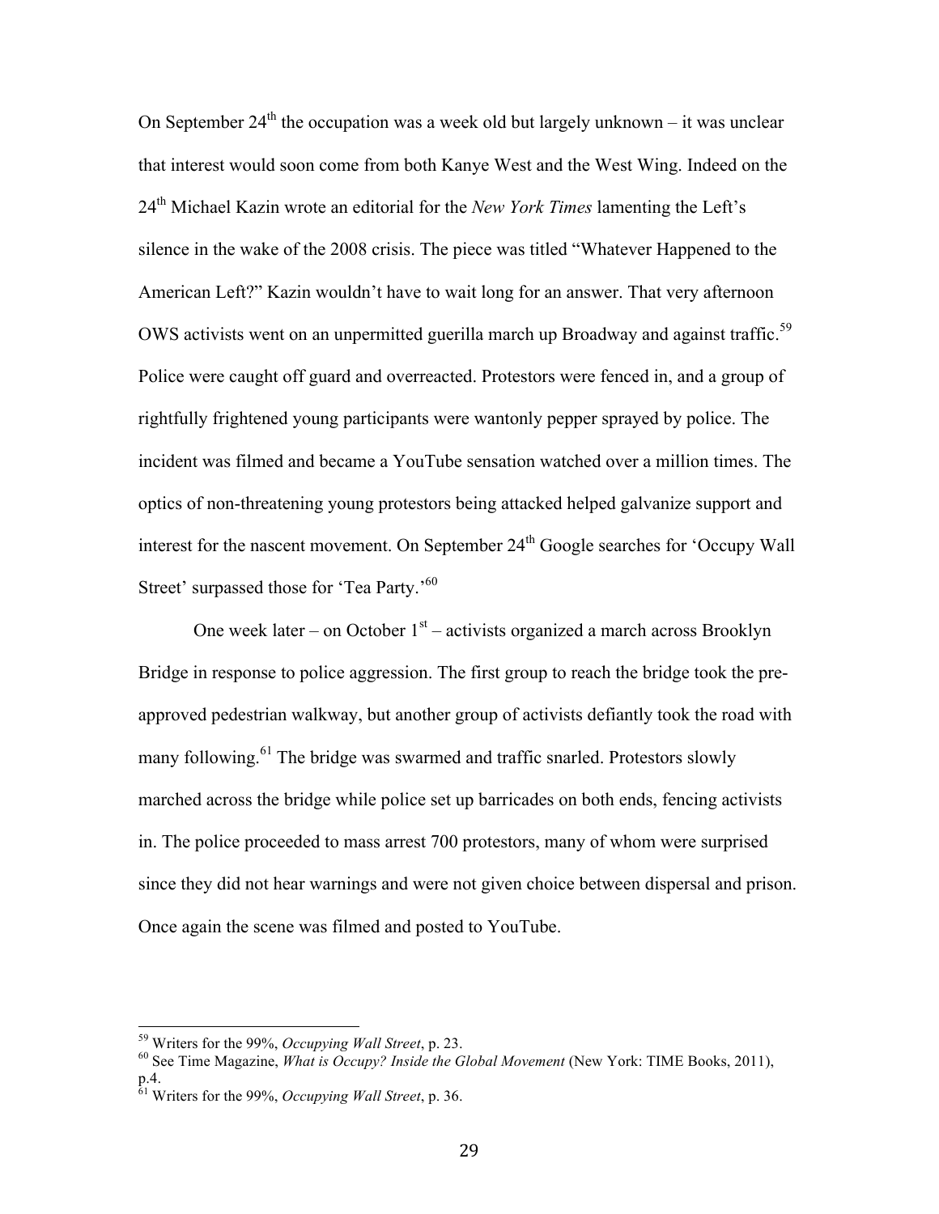On September 24th the occupation was a week old but largely unknown – it was unclear that interest would soon come from both Kanye West and the West Wing. Indeed on the 24th Michael Kazin wrote an editorial for the *New York Times* lamenting the Left's silence in the wake of the 2008 crisis. The piece was titled "Whatever Happened to the American Left?" Kazin wouldn't have to wait long for an answer. That very afternoon OWS activists went on an unpermitted guerilla march up Broadway and against traffic.[59] Police were caught off guard and overreacted. Protestors were fenced in, and a group of rightfully frightened young participants were wantonly pepper sprayed by police. The incident was filmed and became a YouTube sensation watched over a million times. The optics of non-threatening young protestors being attacked helped galvanize support and interest for the nascent movement. On September 24th Google searches for 'Occupy Wall Street' surpassed those for 'Tea Party.'[60]

One week later – on October 1st – activists organized a march across Brooklyn Bridge in response to police aggression. The first group to reach the bridge took the pre-approved pedestrian walkway, but another group of activists defiantly took the road with many following.[61] The bridge was swarmed and traffic snarled. Protestors slowly marched across the bridge while police set up barricades on both ends, fencing activists in. The police proceeded to mass arrest 700 protestors, many of whom were surprised since they did not hear warnings and were not given choice between dispersal and prison. Once again the scene was filmed and posted to YouTube.

---

[59] Writers for the 99%, *Occupying Wall Street*, p. 23.

[60] See Time Magazine, *What is Occupy? Inside the Global Movement* (New York: TIME Books, 2011), p.4.

[61] Writers for the 99%, *Occupying Wall Street*, p. 36.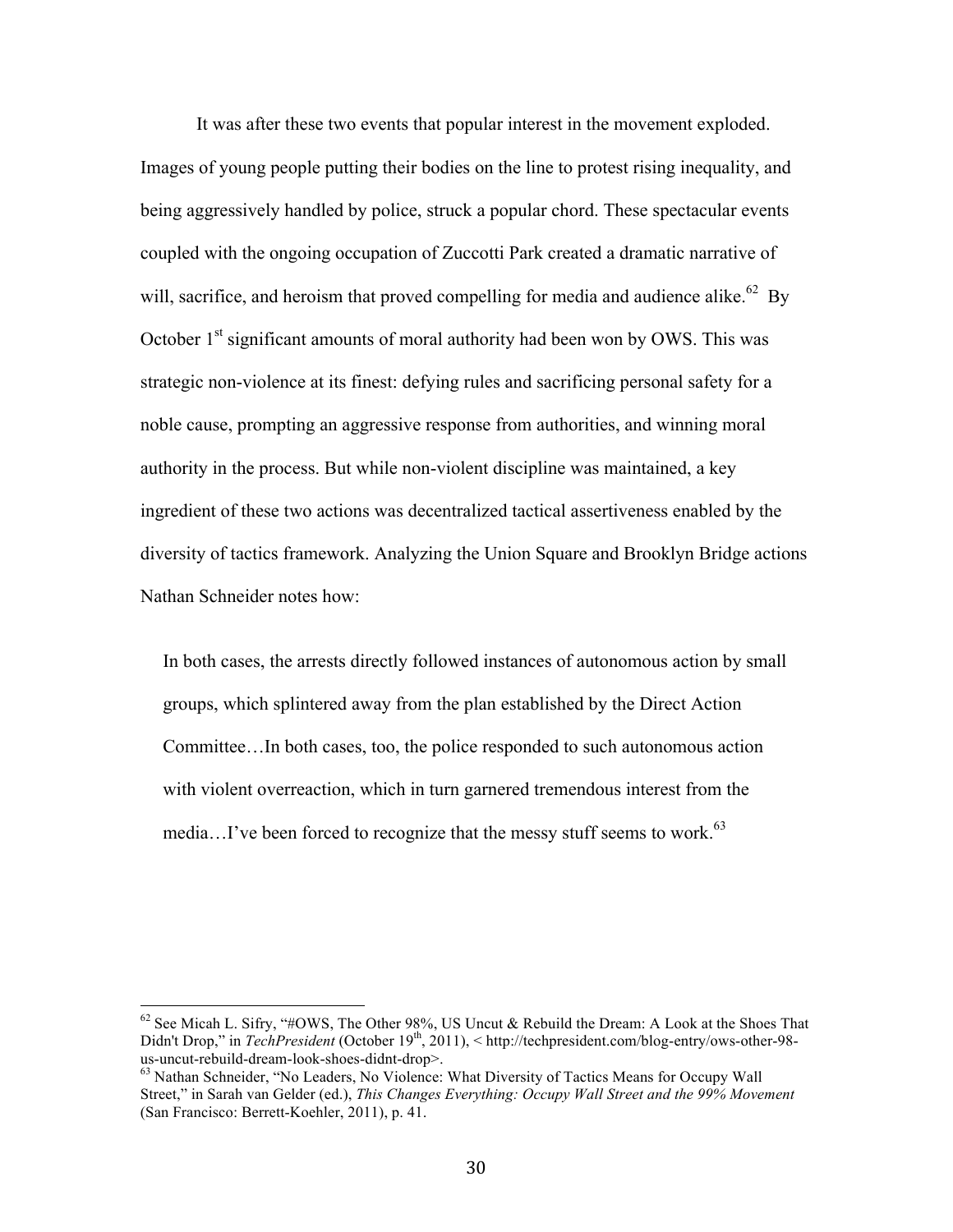It was after these two events that popular interest in the movement exploded. Images of young people putting their bodies on the line to protest rising inequality, and being aggressively handled by police, struck a popular chord. These spectacular events coupled with the ongoing occupation of Zuccotti Park created a dramatic narrative of will, sacrifice, and heroism that proved compelling for media and audience alike.[62] By October 1st significant amounts of moral authority had been won by OWS. This was strategic non-violence at its finest: defying rules and sacrificing personal safety for a noble cause, prompting an aggressive response from authorities, and winning moral authority in the process. But while non-violent discipline was maintained, a key ingredient of these two actions was decentralized tactical assertiveness enabled by the diversity of tactics framework. Analyzing the Union Square and Brooklyn Bridge actions Nathan Schneider notes how:

> In both cases, the arrests directly followed instances of autonomous action by small groups, which splintered away from the plan established by the Direct Action Committee…In both cases, too, the police responded to such autonomous action with violent overreaction, which in turn garnered tremendous interest from the media…I've been forced to recognize that the messy stuff seems to work.[63]

---

[62] See Micah L. Sifry, "#OWS, The Other 98%, US Uncut & Rebuild the Dream: A Look at the Shoes That Didn't Drop," in *TechPresident* (October 19th, 2011), < http://techpresident.com/blog-entry/ows-other-98-us-uncut-rebuild-dream-look-shoes-didnt-drop>.

[63] Nathan Schneider, "No Leaders, No Violence: What Diversity of Tactics Means for Occupy Wall Street," in Sarah van Gelder (ed.), *This Changes Everything: Occupy Wall Street and the 99% Movement* (San Francisco: Berrett-Koehler, 2011), p. 41.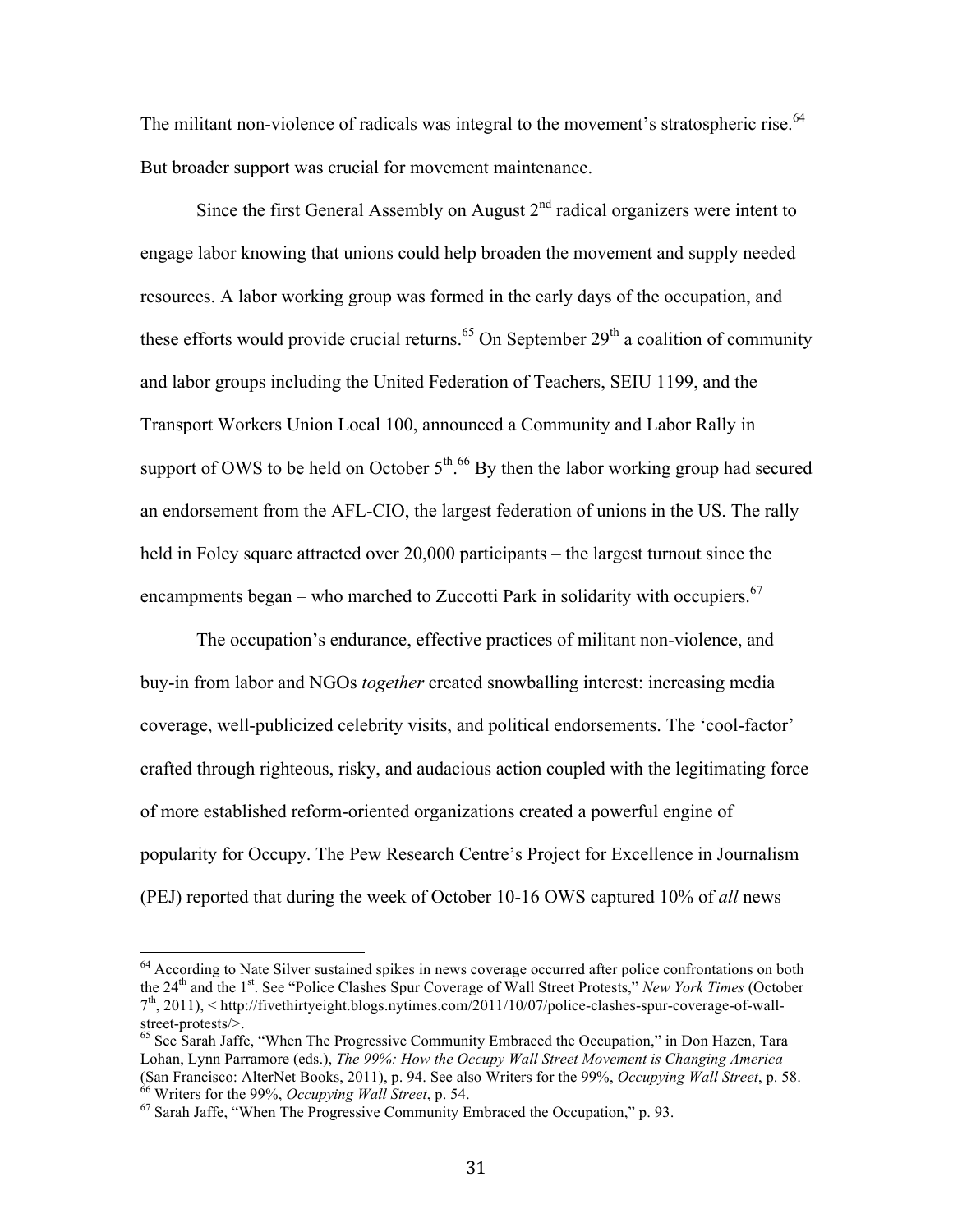The militant non-violence of radicals was integral to the movement's stratospheric rise.[64] But broader support was crucial for movement maintenance.

Since the first General Assembly on August 2nd radical organizers were intent to engage labor knowing that unions could help broaden the movement and supply needed resources. A labor working group was formed in the early days of the occupation, and these efforts would provide crucial returns.[65] On September 29th a coalition of community and labor groups including the United Federation of Teachers, SEIU 1199, and the Transport Workers Union Local 100, announced a Community and Labor Rally in support of OWS to be held on October 5th.[66] By then the labor working group had secured an endorsement from the AFL-CIO, the largest federation of unions in the US. The rally held in Foley square attracted over 20,000 participants – the largest turnout since the encampments began – who marched to Zuccotti Park in solidarity with occupiers.[67]

The occupation's endurance, effective practices of militant non-violence, and buy-in from labor and NGOs *together* created snowballing interest: increasing media coverage, well-publicized celebrity visits, and political endorsements. The 'cool-factor' crafted through righteous, risky, and audacious action coupled with the legitimating force of more established reform-oriented organizations created a powerful engine of popularity for Occupy. The Pew Research Centre's Project for Excellence in Journalism (PEJ) reported that during the week of October 10-16 OWS captured 10% of *all* news

---

[64] According to Nate Silver sustained spikes in news coverage occurred after police confrontations on both the 24th and the 1st. See "Police Clashes Spur Coverage of Wall Street Protests," *New York Times* (October 7th, 2011), < http://fivethirtyeight.blogs.nytimes.com/2011/10/07/police-clashes-spur-coverage-of-wall-street-protests/>.

[65] See Sarah Jaffe, "When The Progressive Community Embraced the Occupation," in Don Hazen, Tara Lohan, Lynn Parramore (eds.), *The 99%: How the Occupy Wall Street Movement is Changing America* (San Francisco: AlterNet Books, 2011), p. 94. See also Writers for the 99%, *Occupying Wall Street*, p. 58.

[66] Writers for the 99%, *Occupying Wall Street*, p. 54.

[67] Sarah Jaffe, "When The Progressive Community Embraced the Occupation," p. 93.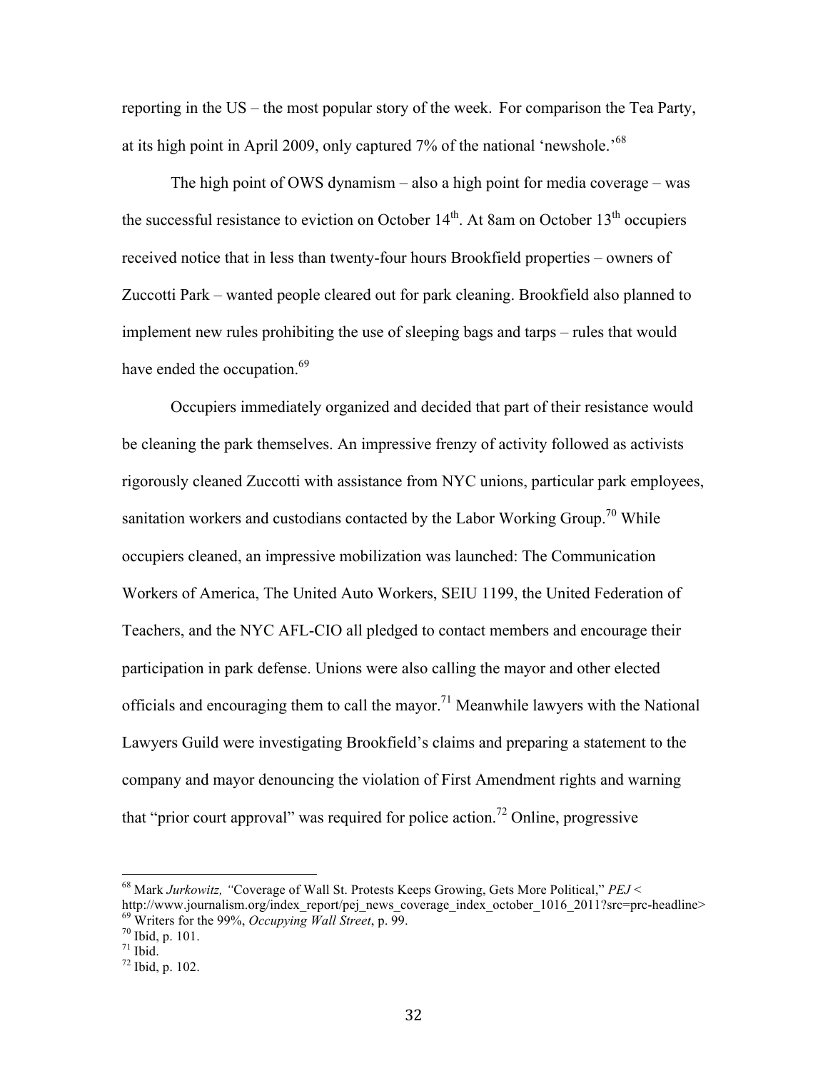reporting in the US – the most popular story of the week. For comparison the Tea Party, at its high point in April 2009, only captured 7% of the national 'newshole.'[68]

The high point of OWS dynamism – also a high point for media coverage – was the successful resistance to eviction on October 14th. At 8am on October 13th occupiers received notice that in less than twenty-four hours Brookfield properties – owners of Zuccotti Park – wanted people cleared out for park cleaning. Brookfield also planned to implement new rules prohibiting the use of sleeping bags and tarps – rules that would have ended the occupation.[69]

Occupiers immediately organized and decided that part of their resistance would be cleaning the park themselves. An impressive frenzy of activity followed as activists rigorously cleaned Zuccotti with assistance from NYC unions, particular park employees, sanitation workers and custodians contacted by the Labor Working Group.[70] While occupiers cleaned, an impressive mobilization was launched: The Communication Workers of America, The United Auto Workers, SEIU 1199, the United Federation of Teachers, and the NYC AFL-CIO all pledged to contact members and encourage their participation in park defense. Unions were also calling the mayor and other elected officials and encouraging them to call the mayor.[71] Meanwhile lawyers with the National Lawyers Guild were investigating Brookfield's claims and preparing a statement to the company and mayor denouncing the violation of First Amendment rights and warning that "prior court approval" was required for police action.[72] Online, progressive

---

[68] Mark *Jurkowitz, "*Coverage of Wall St. Protests Keeps Growing, Gets More Political," *PEJ* < http://www.journalism.org/index_report/pej_news_coverage_index_october_1016_2011?src=prc-headline>

[69] Writers for the 99%, *Occupying Wall Street*, p. 99.

[70] Ibid, p. 101.

[71] Ibid.

[72] Ibid, p. 102.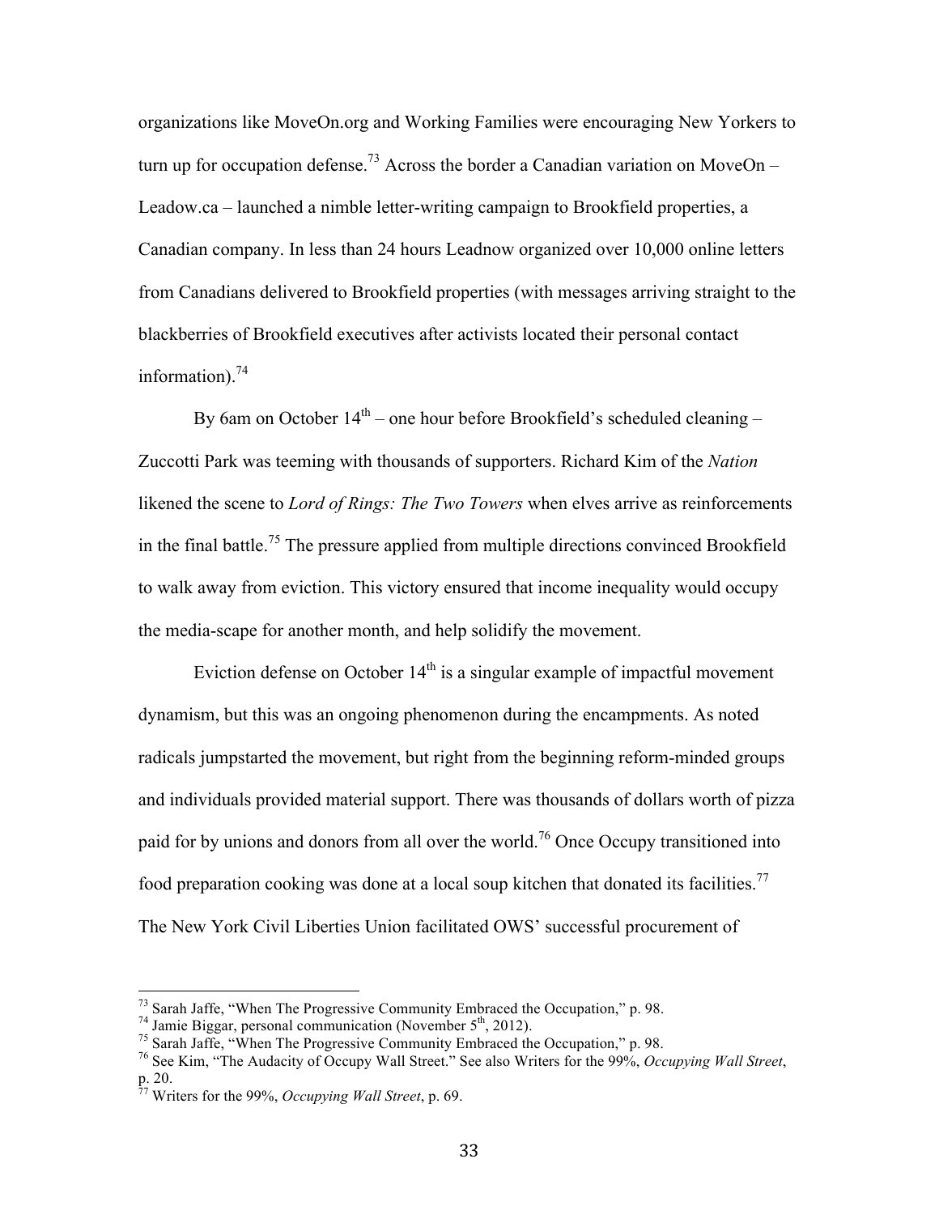organizations like MoveOn.org and Working Families were encouraging New Yorkers to turn up for occupation defense.[73] Across the border a Canadian variation on MoveOn – Leadow.ca – launched a nimble letter-writing campaign to Brookfield properties, a Canadian company. In less than 24 hours Leadnow organized over 10,000 online letters from Canadians delivered to Brookfield properties (with messages arriving straight to the blackberries of Brookfield executives after activists located their personal contact information).[74]

By 6am on October 14th – one hour before Brookfield's scheduled cleaning – Zuccotti Park was teeming with thousands of supporters. Richard Kim of the *Nation* likened the scene to *Lord of Rings: The Two Towers* when elves arrive as reinforcements in the final battle.[75] The pressure applied from multiple directions convinced Brookfield to walk away from eviction. This victory ensured that income inequality would occupy the media-scape for another month, and help solidify the movement.

Eviction defense on October 14th is a singular example of impactful movement dynamism, but this was an ongoing phenomenon during the encampments. As noted radicals jumpstarted the movement, but right from the beginning reform-minded groups and individuals provided material support. There was thousands of dollars worth of pizza paid for by unions and donors from all over the world.[76] Once Occupy transitioned into food preparation cooking was done at a local soup kitchen that donated its facilities.[77] The New York Civil Liberties Union facilitated OWS' successful procurement of

---

[73] Sarah Jaffe, "When The Progressive Community Embraced the Occupation," p. 98.

[74] Jamie Biggar, personal communication (November 5th, 2012).

[75] Sarah Jaffe, "When The Progressive Community Embraced the Occupation," p. 98.

[76] See Kim, "The Audacity of Occupy Wall Street." See also Writers for the 99%, *Occupying Wall Street*, p. 20.

[77] Writers for the 99%, *Occupying Wall Street*, p. 69.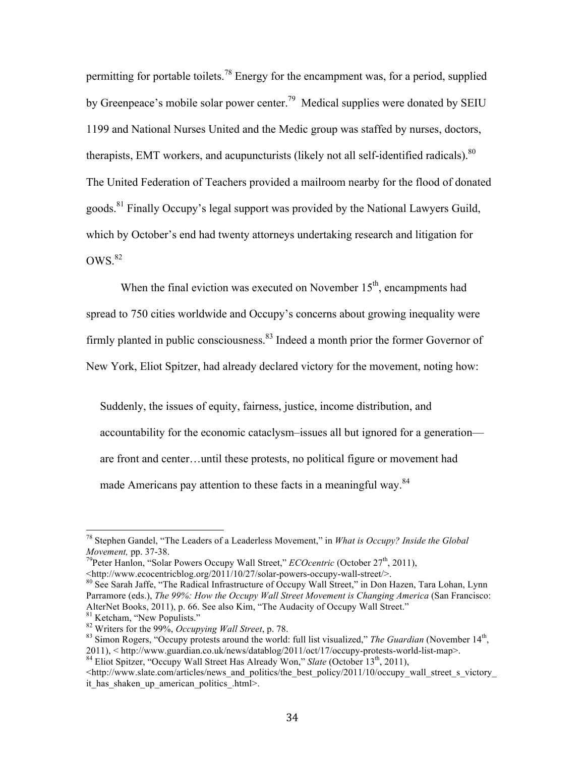permitting for portable toilets.[78] Energy for the encampment was, for a period, supplied by Greenpeace's mobile solar power center.[79] Medical supplies were donated by SEIU 1199 and National Nurses United and the Medic group was staffed by nurses, doctors, therapists, EMT workers, and acupuncturists (likely not all self-identified radicals).[80] The United Federation of Teachers provided a mailroom nearby for the flood of donated goods.[81] Finally Occupy's legal support was provided by the National Lawyers Guild, which by October's end had twenty attorneys undertaking research and litigation for OWS.[82]

When the final eviction was executed on November 15th, encampments had spread to 750 cities worldwide and Occupy's concerns about growing inequality were firmly planted in public consciousness.[83] Indeed a month prior the former Governor of New York, Eliot Spitzer, had already declared victory for the movement, noting how:

> Suddenly, the issues of equity, fairness, justice, income distribution, and accountability for the economic cataclysm–issues all but ignored for a generation—are front and center…until these protests, no political figure or movement had made Americans pay attention to these facts in a meaningful way.[84]

---

[78] Stephen Gandel, "The Leaders of a Leaderless Movement," in *What is Occupy? Inside the Global Movement,* pp. 37-38.

[79] Peter Hanlon, "Solar Powers Occupy Wall Street," *ECOcentric* (October 27th, 2011), <http://www.ecocentricblog.org/2011/10/27/solar-powers-occupy-wall-street/>.

[80] See Sarah Jaffe, "The Radical Infrastructure of Occupy Wall Street," in Don Hazen, Tara Lohan, Lynn Parramore (eds.), *The 99%: How the Occupy Wall Street Movement is Changing America* (San Francisco: AlterNet Books, 2011), p. 66. See also Kim, "The Audacity of Occupy Wall Street."

[81] Ketcham, "New Populists."

[82] Writers for the 99%, *Occupying Wall Street*, p. 78.

[83] Simon Rogers, "Occupy protests around the world: full list visualized," *The Guardian* (November 14th, 2011), < http://www.guardian.co.uk/news/datablog/2011/oct/17/occupy-protests-world-list-map>.

[84] Eliot Spitzer, "Occupy Wall Street Has Already Won," *Slate* (October 13th, 2011), <http://www.slate.com/articles/news_and_politics/the_best_policy/2011/10/occupy_wall_street_s_victory_it_has_shaken_up_american_politics_.html>.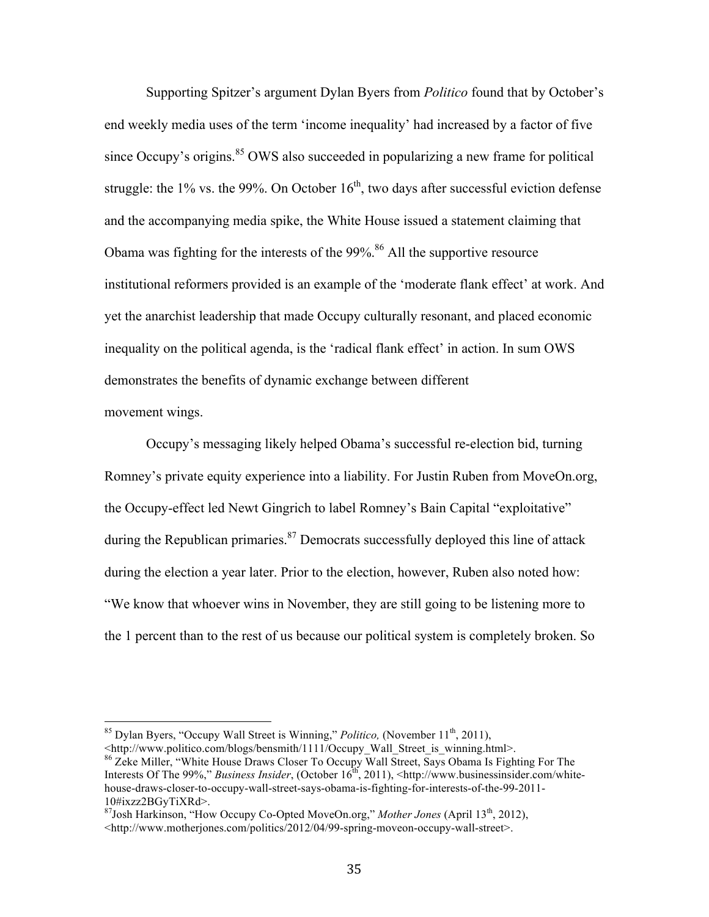Supporting Spitzer's argument Dylan Byers from *Politico* found that by October's end weekly media uses of the term 'income inequality' had increased by a factor of five since Occupy's origins.[85] OWS also succeeded in popularizing a new frame for political struggle: the 1% vs. the 99%. On October 16th, two days after successful eviction defense and the accompanying media spike, the White House issued a statement claiming that Obama was fighting for the interests of the 99%.[86] All the supportive resource institutional reformers provided is an example of the 'moderate flank effect' at work. And yet the anarchist leadership that made Occupy culturally resonant, and placed economic inequality on the political agenda, is the 'radical flank effect' in action. In sum OWS demonstrates the benefits of dynamic exchange between different movement wings.

Occupy's messaging likely helped Obama's successful re-election bid, turning Romney's private equity experience into a liability. For Justin Ruben from MoveOn.org, the Occupy-effect led Newt Gingrich to label Romney's Bain Capital "exploitative" during the Republican primaries.[87] Democrats successfully deployed this line of attack during the election a year later. Prior to the election, however, Ruben also noted how: "We know that whoever wins in November, they are still going to be listening more to the 1 percent than to the rest of us because our political system is completely broken. So

---

[85] Dylan Byers, "Occupy Wall Street is Winning," *Politico,* (November 11th, 2011), <http://www.politico.com/blogs/bensmith/1111/Occupy_Wall_Street_is_winning.html>.

[86] Zeke Miller, "White House Draws Closer To Occupy Wall Street, Says Obama Is Fighting For The Interests Of The 99%," *Business Insider*, (October 16th, 2011), <http://www.businessinsider.com/white-house-draws-closer-to-occupy-wall-street-says-obama-is-fighting-for-interests-of-the-99-2011-10#ixzz2BGyTiXRd>.

[87] Josh Harkinson, "How Occupy Co-Opted MoveOn.org," *Mother Jones* (April 13th, 2012), <http://www.motherjones.com/politics/2012/04/99-spring-moveon-occupy-wall-street>.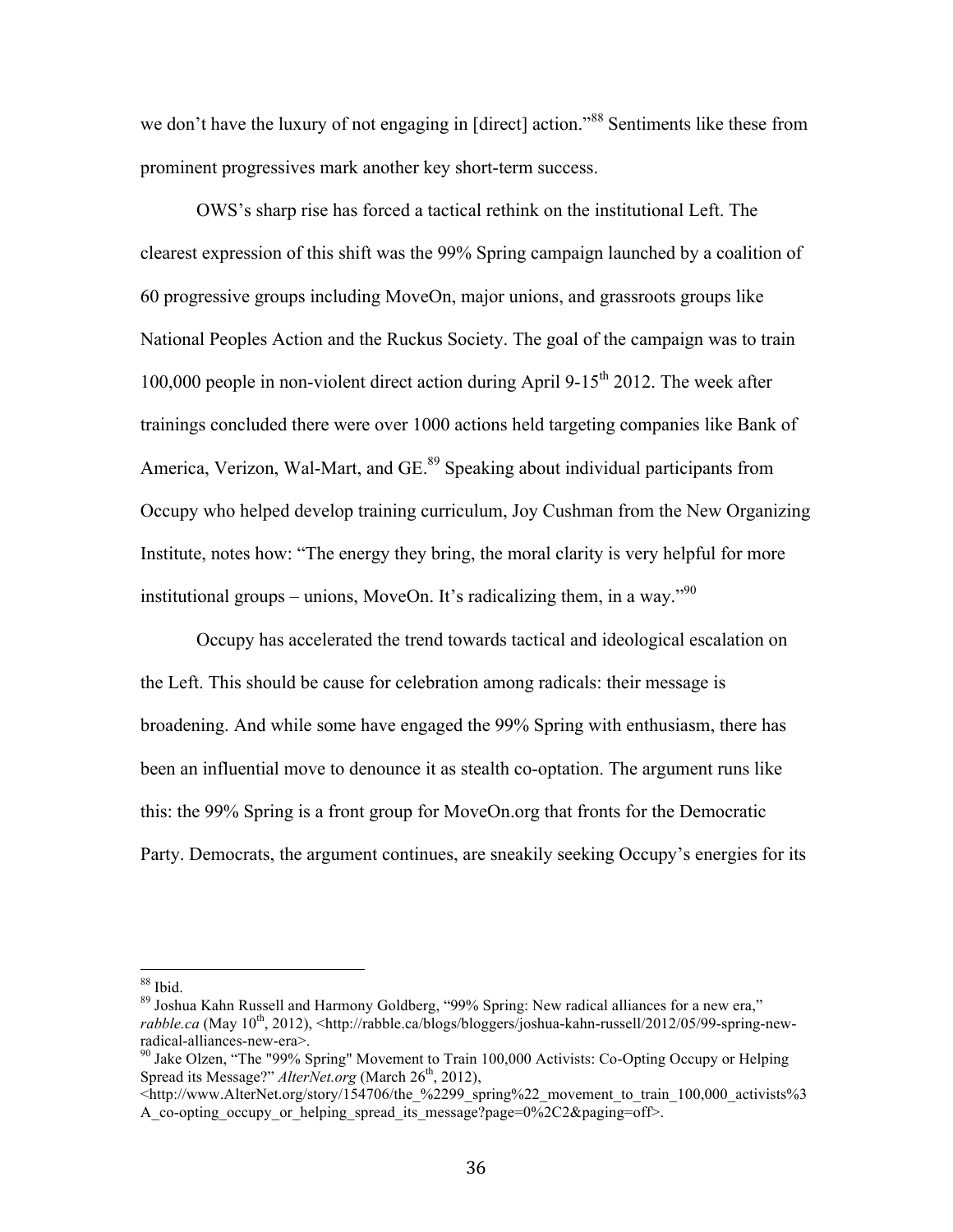we don't have the luxury of not engaging in [direct] action."[88] Sentiments like these from prominent progressives mark another key short-term success.

OWS's sharp rise has forced a tactical rethink on the institutional Left. The clearest expression of this shift was the 99% Spring campaign launched by a coalition of 60 progressive groups including MoveOn, major unions, and grassroots groups like National Peoples Action and the Ruckus Society. The goal of the campaign was to train 100,000 people in non-violent direct action during April 9-15th 2012. The week after trainings concluded there were over 1000 actions held targeting companies like Bank of America, Verizon, Wal-Mart, and GE.[89] Speaking about individual participants from Occupy who helped develop training curriculum, Joy Cushman from the New Organizing Institute, notes how: "The energy they bring, the moral clarity is very helpful for more institutional groups – unions, MoveOn. It's radicalizing them, in a way."[90]

Occupy has accelerated the trend towards tactical and ideological escalation on the Left. This should be cause for celebration among radicals: their message is broadening. And while some have engaged the 99% Spring with enthusiasm, there has been an influential move to denounce it as stealth co-optation. The argument runs like this: the 99% Spring is a front group for MoveOn.org that fronts for the Democratic Party. Democrats, the argument continues, are sneakily seeking Occupy's energies for its

---

[88] Ibid.

[89] Joshua Kahn Russell and Harmony Goldberg, "99% Spring: New radical alliances for a new era," *rabble.ca* (May 10th, 2012), <http://rabble.ca/blogs/bloggers/joshua-kahn-russell/2012/05/99-spring-new-radical-alliances-new-era>.

[90] Jake Olzen, "The "99% Spring" Movement to Train 100,000 Activists: Co-Opting Occupy or Helping Spread its Message?" *AlterNet.org* (March 26th, 2012), <http://www.AlterNet.org/story/154706/the_%2299_spring%22_movement_to_train_100,000_activists%3A_co-opting_occupy_or_helping_spread_its_message?page=0%2C2&paging=off>.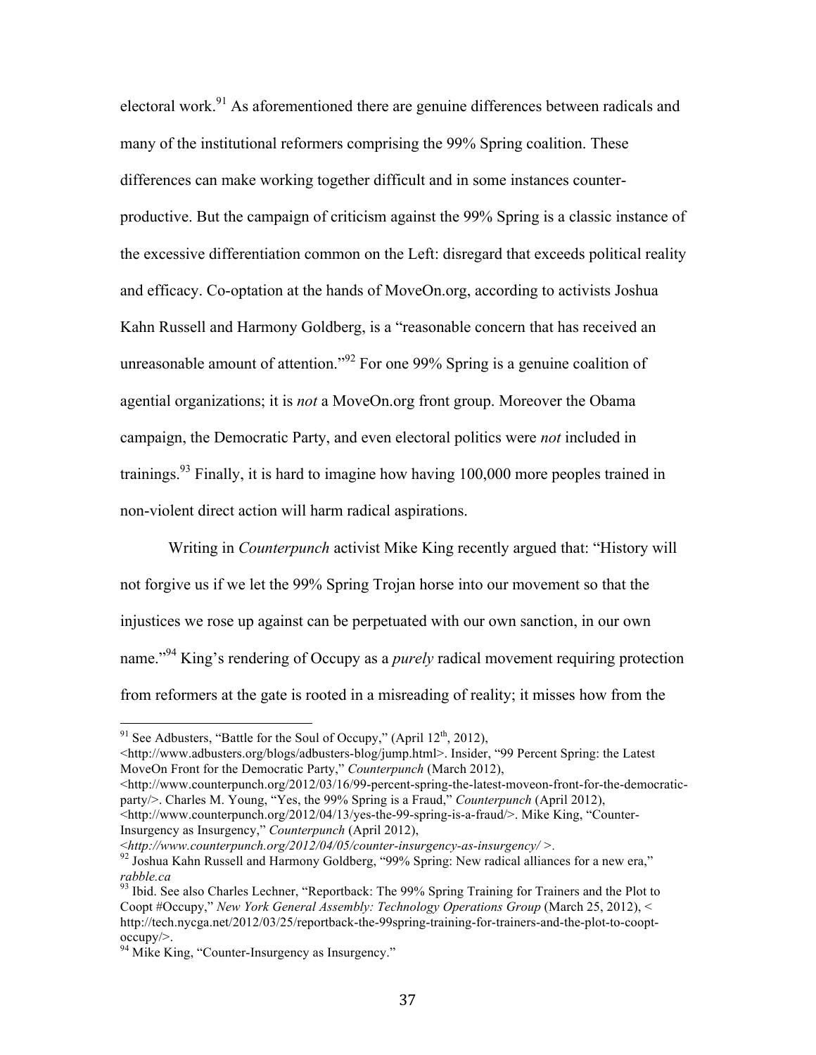electoral work.[91] As aforementioned there are genuine differences between radicals and many of the institutional reformers comprising the 99% Spring coalition. These differences can make working together difficult and in some instances counter-productive. But the campaign of criticism against the 99% Spring is a classic instance of the excessive differentiation common on the Left: disregard that exceeds political reality and efficacy. Co-optation at the hands of MoveOn.org, according to activists Joshua Kahn Russell and Harmony Goldberg, is a "reasonable concern that has received an unreasonable amount of attention."[92] For one 99% Spring is a genuine coalition of agential organizations; it is *not* a MoveOn.org front group. Moreover the Obama campaign, the Democratic Party, and even electoral politics were *not* included in trainings.[93] Finally, it is hard to imagine how having 100,000 more peoples trained in non-violent direct action will harm radical aspirations.

Writing in *Counterpunch* activist Mike King recently argued that: "History will not forgive us if we let the 99% Spring Trojan horse into our movement so that the injustices we rose up against can be perpetuated with our own sanction, in our own name."[94] King's rendering of Occupy as a *purely* radical movement requiring protection from reformers at the gate is rooted in a misreading of reality; it misses how from the

---

[91] See Adbusters, "Battle for the Soul of Occupy," (April 12th, 2012), <http://www.adbusters.org/blogs/adbusters-blog/jump.html>. Insider, "99 Percent Spring: the Latest MoveOn Front for the Democratic Party," *Counterpunch* (March 2012), <http://www.counterpunch.org/2012/03/16/99-percent-spring-the-latest-moveon-front-for-the-democratic-party/>. Charles M. Young, "Yes, the 99% Spring is a Fraud," *Counterpunch* (April 2012), <http://www.counterpunch.org/2012/04/13/yes-the-99-spring-is-a-fraud/>. Mike King, "Counter-Insurgency as Insurgency," *Counterpunch* (April 2012), <*http://www.counterpunch.org/2012/04/05/counter-insurgency-as-insurgency/* >.

[92] Joshua Kahn Russell and Harmony Goldberg, "99% Spring: New radical alliances for a new era," *rabble.ca*

[93] Ibid. See also Charles Lechner, "Reportback: The 99% Spring Training for Trainers and the Plot to Coopt #Occupy," *New York General Assembly: Technology Operations Group* (March 25, 2012), < http://tech.nycga.net/2012/03/25/reportback-the-99spring-training-for-trainers-and-the-plot-to-coopt-occupy/>.

[94] Mike King, "Counter-Insurgency as Insurgency."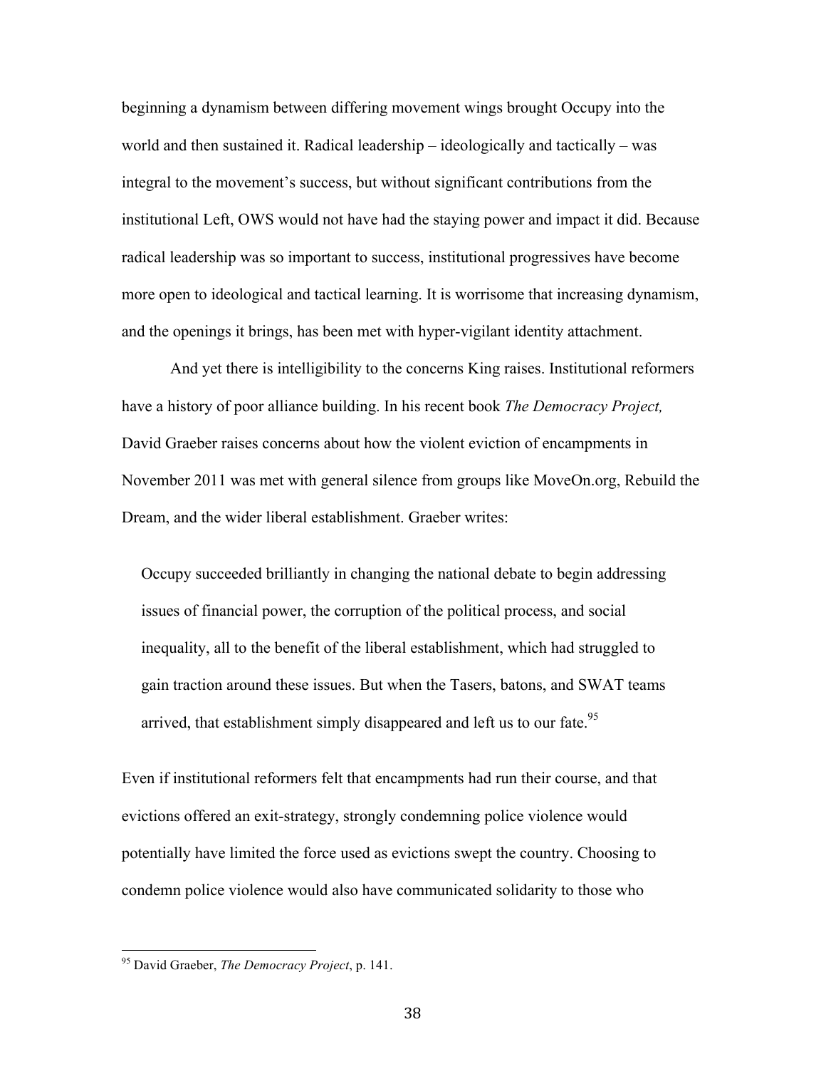beginning a dynamism between differing movement wings brought Occupy into the world and then sustained it. Radical leadership – ideologically and tactically – was integral to the movement's success, but without significant contributions from the institutional Left, OWS would not have had the staying power and impact it did. Because radical leadership was so important to success, institutional progressives have become more open to ideological and tactical learning. It is worrisome that increasing dynamism, and the openings it brings, has been met with hyper-vigilant identity attachment.

And yet there is intelligibility to the concerns King raises. Institutional reformers have a history of poor alliance building. In his recent book *The Democracy Project,* David Graeber raises concerns about how the violent eviction of encampments in November 2011 was met with general silence from groups like MoveOn.org, Rebuild the Dream, and the wider liberal establishment. Graeber writes:

> Occupy succeeded brilliantly in changing the national debate to begin addressing issues of financial power, the corruption of the political process, and social inequality, all to the benefit of the liberal establishment, which had struggled to gain traction around these issues. But when the Tasers, batons, and SWAT teams arrived, that establishment simply disappeared and left us to our fate.[95]

Even if institutional reformers felt that encampments had run their course, and that evictions offered an exit-strategy, strongly condemning police violence would potentially have limited the force used as evictions swept the country. Choosing to condemn police violence would also have communicated solidarity to those who

[95] David Graeber, *The Democracy Project*, p. 141.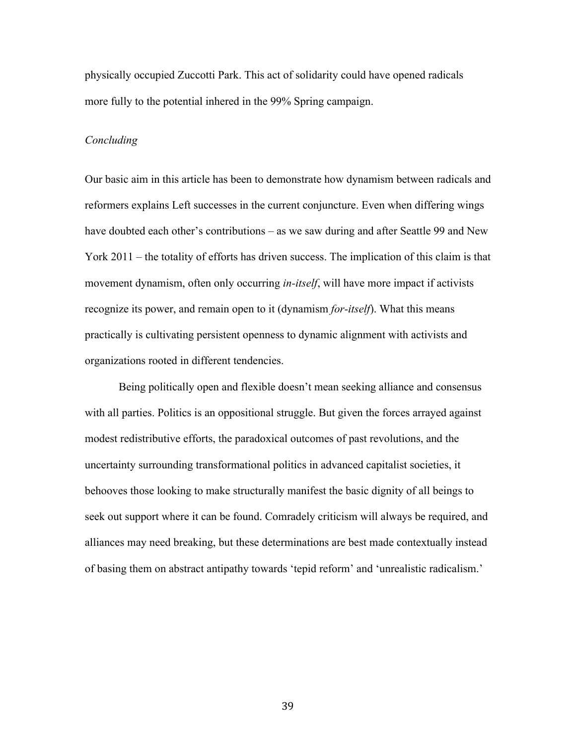physically occupied Zuccotti Park. This act of solidarity could have opened radicals more fully to the potential inhered in the 99% Spring campaign.

### *Concluding*

Our basic aim in this article has been to demonstrate how dynamism between radicals and reformers explains Left successes in the current conjuncture. Even when differing wings have doubted each other's contributions – as we saw during and after Seattle 99 and New York 2011 – the totality of efforts has driven success. The implication of this claim is that movement dynamism, often only occurring *in-itself*, will have more impact if activists recognize its power, and remain open to it (dynamism *for-itself*). What this means practically is cultivating persistent openness to dynamic alignment with activists and organizations rooted in different tendencies.

Being politically open and flexible doesn't mean seeking alliance and consensus with all parties. Politics is an oppositional struggle. But given the forces arrayed against modest redistributive efforts, the paradoxical outcomes of past revolutions, and the uncertainty surrounding transformational politics in advanced capitalist societies, it behooves those looking to make structurally manifest the basic dignity of all beings to seek out support where it can be found. Comradely criticism will always be required, and alliances may need breaking, but these determinations are best made contextually instead of basing them on abstract antipathy towards 'tepid reform' and 'unrealistic radicalism.'